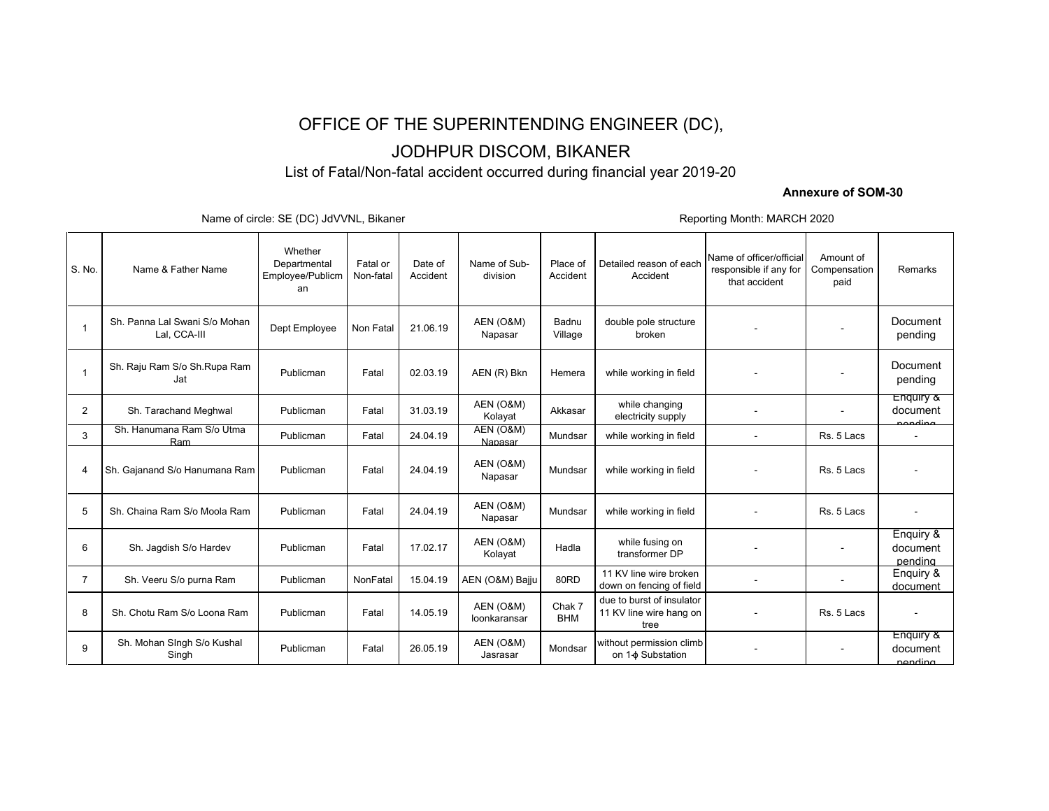# OFFICE OF THE SUPERINTENDING ENGINEER (DC),

# JODHPUR DISCOM, BIKANER

List of Fatal/Non-fatal accident occurred during financial year 2019-20

**Annexure of SOM-30**

Name of circle: SE (DC) JdVVNL, Bikaner

Reporting Month: MARCH 2020

| S. No. | Name & Father Name | Whether Departmental Employee/Publicman | Fatal or Non-fatal | Date of Accident | Name of Sub-division | Place of Accident | Detailed reason of each Accident | Name of officer/official responsible if any for that accident | Amount of Compensation paid | Remarks |
|---|---|---|---|---|---|---|---|---|---|---|
| 1 | Sh. Panna Lal Swani S/o Mohan Lal, CCA-III | Dept Employee | Non Fatal | 21.06.19 | AEN (O&M) Napasar | Badnu Village | double pole structure broken | - | - | Document pending |
| 1 | Sh. Raju Ram S/o Sh.Rupa Ram Jat | Publicman | Fatal | 02.03.19 | AEN (R) Bkn | Hemera | while working in field | - | - | Document pending |
| 2 | Sh. Tarachand Meghwal | Publicman | Fatal | 31.03.19 | AEN (O&M) Kolayat | Akkasar | while changing electricity supply | - | - | Enquiry & document pending |
| 3 | Sh. Hanumana Ram S/o Utma Ram | Publicman | Fatal | 24.04.19 | AEN (O&M) Napasar | Mundsar | while working in field | - | Rs. 5 Lacs | - |
| 4 | Sh. Gajanand S/o Hanumana Ram | Publicman | Fatal | 24.04.19 | AEN (O&M) Napasar | Mundsar | while working in field | - | Rs. 5 Lacs | - |
| 5 | Sh. Chaina Ram S/o Moola Ram | Publicman | Fatal | 24.04.19 | AEN (O&M) Napasar | Mundsar | while working in field | - | Rs. 5 Lacs | - |
| 6 | Sh. Jagdish S/o Hardev | Publicman | Fatal | 17.02.17 | AEN (O&M) Kolayat | Hadla | while fusing on transformer DP | - | - | Enquiry & document pending |
| 7 | Sh. Veeru S/o purna Ram | Publicman | NonFatal | 15.04.19 | AEN (O&M) Bajju | 80RD | 11 KV line wire broken down on fencing of field | - | - | Enquiry & document |
| 8 | Sh. Chotu Ram S/o Loona Ram | Publicman | Fatal | 14.05.19 | AEN (O&M) loonkaransar | Chak 7 BHM | due to burst of insulator 11 KV line wire hang on tree | - | Rs. 5 Lacs | - |
| 9 | Sh. Mohan SIngh S/o Kushal Singh | Publicman | Fatal | 26.05.19 | AEN (O&M) Jasrasar | Mondsar | without permission climb on 1-ϕ Substation | - | - | Enquiry & document pending |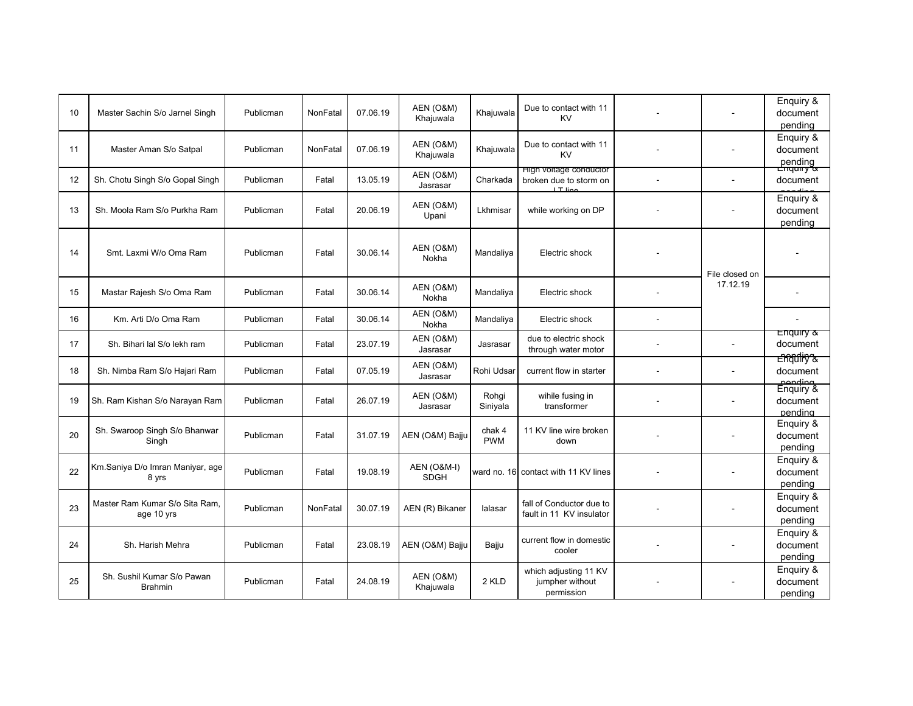| | | | | | | | | | | |
|---|---|---|---|---|---|---|---|---|---|---|
| 10 | Master Sachin S/o Jarnel Singh | Publicman | NonFatal | 07.06.19 | AEN (O&M) Khajuwala | Khajuwala | Due to contact with 11 KV | - | - | Enquiry & document pending |
| 11 | Master Aman S/o Satpal | Publicman | NonFatal | 07.06.19 | AEN (O&M) Khajuwala | Khajuwala | Due to contact with 11 KV | - | - | Enquiry & document pending |
| 12 | Sh. Chotu Singh S/o Gopal Singh | Publicman | Fatal | 13.05.19 | AEN (O&M) Jasrasar | Charkada | High voltage conductor broken due to storm on LT line | - | - | Enquiry & document pending |
| 13 | Sh. Moola Ram S/o Purkha Ram | Publicman | Fatal | 20.06.19 | AEN (O&M) Upani | Lkhmisar | while working on DP | - | - | Enquiry & document pending |
| 14 | Smt. Laxmi W/o Oma Ram | Publicman | Fatal | 30.06.14 | AEN (O&M) Nokha | Mandaliya | Electric shock | - | File closed on 17.12.19 | - |
| 15 | Mastar Rajesh S/o Oma Ram | Publicman | Fatal | 30.06.14 | AEN (O&M) Nokha | Mandaliya | Electric shock | - | | - |
| 16 | Km. Arti D/o Oma Ram | Publicman | Fatal | 30.06.14 | AEN (O&M) Nokha | Mandaliya | Electric shock | - | | - |
| 17 | Sh. Bihari lal S/o lekh ram | Publicman | Fatal | 23.07.19 | AEN (O&M) Jasrasar | Jasrasar | due to electric shock through water motor | - | - | Enquiry & document pending |
| 18 | Sh. Nimba Ram S/o Hajari Ram | Publicman | Fatal | 07.05.19 | AEN (O&M) Jasrasar | Rohi Udsar | current flow in starter | - | - | Enquiry & document pending |
| 19 | Sh. Ram Kishan S/o Narayan Ram | Publicman | Fatal | 26.07.19 | AEN (O&M) Jasrasar | Rohgi Siniyala | wihile fusing in transformer | - | - | Enquiry & document pending |
| 20 | Sh. Swaroop Singh S/o Bhanwar Singh | Publicman | Fatal | 31.07.19 | AEN (O&M) Bajju | chak 4 PWM | 11 KV line wire broken down | - | - | Enquiry & document pending |
| 22 | Km.Saniya D/o Imran Maniyar, age 8 yrs | Publicman | Fatal | 19.08.19 | AEN (O&M-I) SDGH | ward no. 16 | contact with 11 KV lines | - | - | Enquiry & document pending |
| 23 | Master Ram Kumar S/o Sita Ram, age 10 yrs | Publicman | NonFatal | 30.07.19 | AEN (R) Bikaner | lalasar | fall of Conductor due to fault in 11 KV insulator | - | - | Enquiry & document pending |
| 24 | Sh. Harish Mehra | Publicman | Fatal | 23.08.19 | AEN (O&M) Bajju | Bajju | current flow in domestic cooler | - | - | Enquiry & document pending |
| 25 | Sh. Sushil Kumar S/o Pawan Brahmin | Publicman | Fatal | 24.08.19 | AEN (O&M) Khajuwala | 2 KLD | which adjusting 11 KV jumpher without permission | - | - | Enquiry & document pending |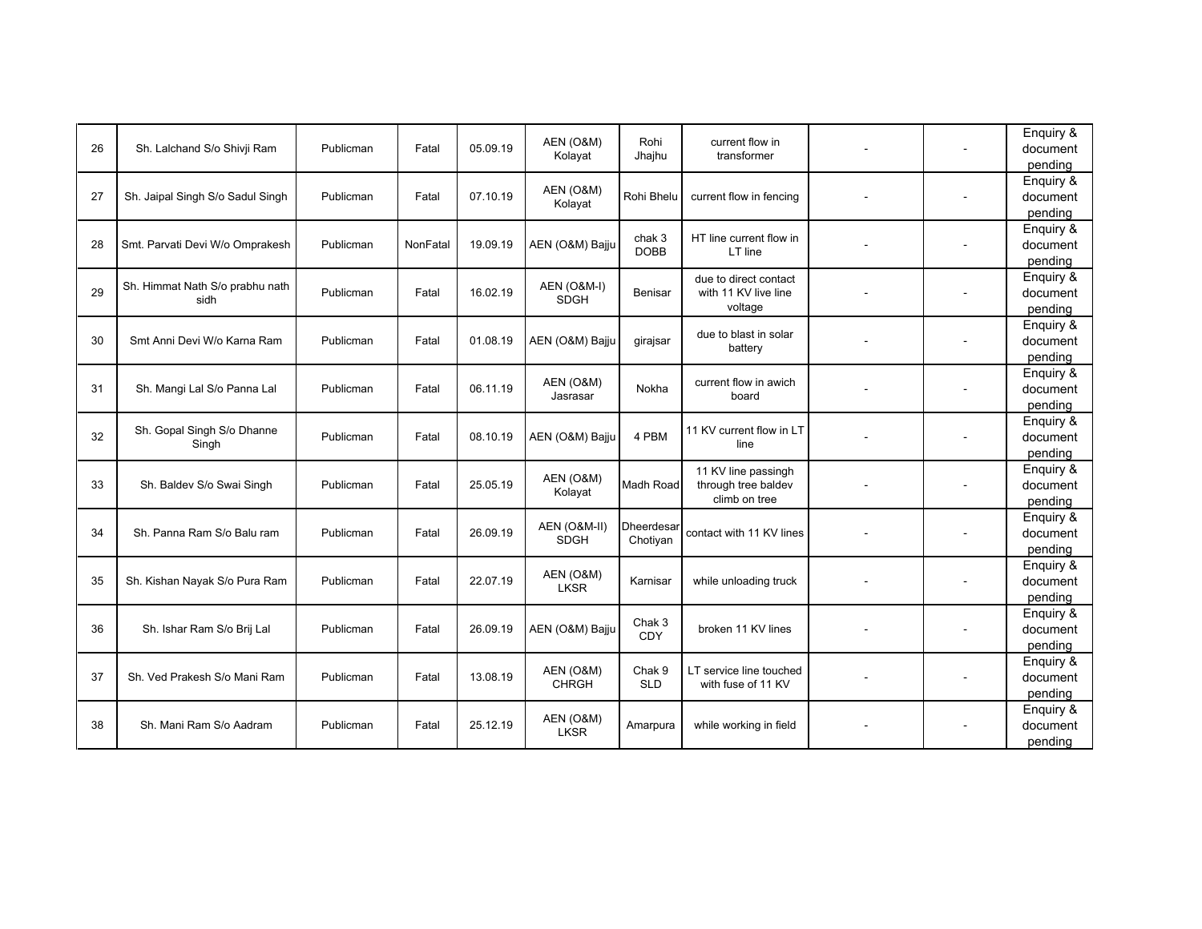| | | | | | | | | | | |
|---|---|---|---|---|---|---|---|---|---|---|
| 26 | Sh. Lalchand S/o Shivji Ram | Publicman | Fatal | 05.09.19 | AEN (O&M) Kolayat | Rohi Jhajhu | current flow in transformer | - | - | Enquiry & document pending |
| 27 | Sh. Jaipal Singh S/o Sadul Singh | Publicman | Fatal | 07.10.19 | AEN (O&M) Kolayat | Rohi Bhelu | current flow in fencing | - | - | Enquiry & document pending |
| 28 | Smt. Parvati Devi W/o Omprakesh | Publicman | NonFatal | 19.09.19 | AEN (O&M) Bajju | chak 3 DOBB | HT line current flow in LT line | - | - | Enquiry & document pending |
| 29 | Sh. Himmat Nath S/o prabhu nath sidh | Publicman | Fatal | 16.02.19 | AEN (O&M-I) SDGH | Benisar | due to direct contact with 11 KV live line voltage | - | - | Enquiry & document pending |
| 30 | Smt Anni Devi W/o Karna Ram | Publicman | Fatal | 01.08.19 | AEN (O&M) Bajju | girajsar | due to blast in solar battery | - | - | Enquiry & document pending |
| 31 | Sh. Mangi Lal S/o Panna Lal | Publicman | Fatal | 06.11.19 | AEN (O&M) Jasrasar | Nokha | current flow in awich board | - | - | Enquiry & document pending |
| 32 | Sh. Gopal Singh S/o Dhanne Singh | Publicman | Fatal | 08.10.19 | AEN (O&M) Bajju | 4 PBM | 11 KV current flow in LT line | - | - | Enquiry & document pending |
| 33 | Sh. Baldev S/o Swai Singh | Publicman | Fatal | 25.05.19 | AEN (O&M) Kolayat | Madh Road | 11 KV line passingh through tree baldev climb on tree | - | - | Enquiry & document pending |
| 34 | Sh. Panna Ram S/o Balu ram | Publicman | Fatal | 26.09.19 | AEN (O&M-II) SDGH | Dheerdesar Chotiyan | contact with 11 KV lines | - | - | Enquiry & document pending |
| 35 | Sh. Kishan Nayak S/o Pura Ram | Publicman | Fatal | 22.07.19 | AEN (O&M) LKSR | Karnisar | while unloading truck | - | - | Enquiry & document pending |
| 36 | Sh. Ishar Ram S/o Brij Lal | Publicman | Fatal | 26.09.19 | AEN (O&M) Bajju | Chak 3 CDY | broken 11 KV lines | - | - | Enquiry & document pending |
| 37 | Sh. Ved Prakesh S/o Mani Ram | Publicman | Fatal | 13.08.19 | AEN (O&M) CHRGH | Chak 9 SLD | LT service line touched with fuse of 11 KV | - | - | Enquiry & document pending |
| 38 | Sh. Mani Ram S/o Aadram | Publicman | Fatal | 25.12.19 | AEN (O&M) LKSR | Amarpura | while working in field | - | - | Enquiry & document pending |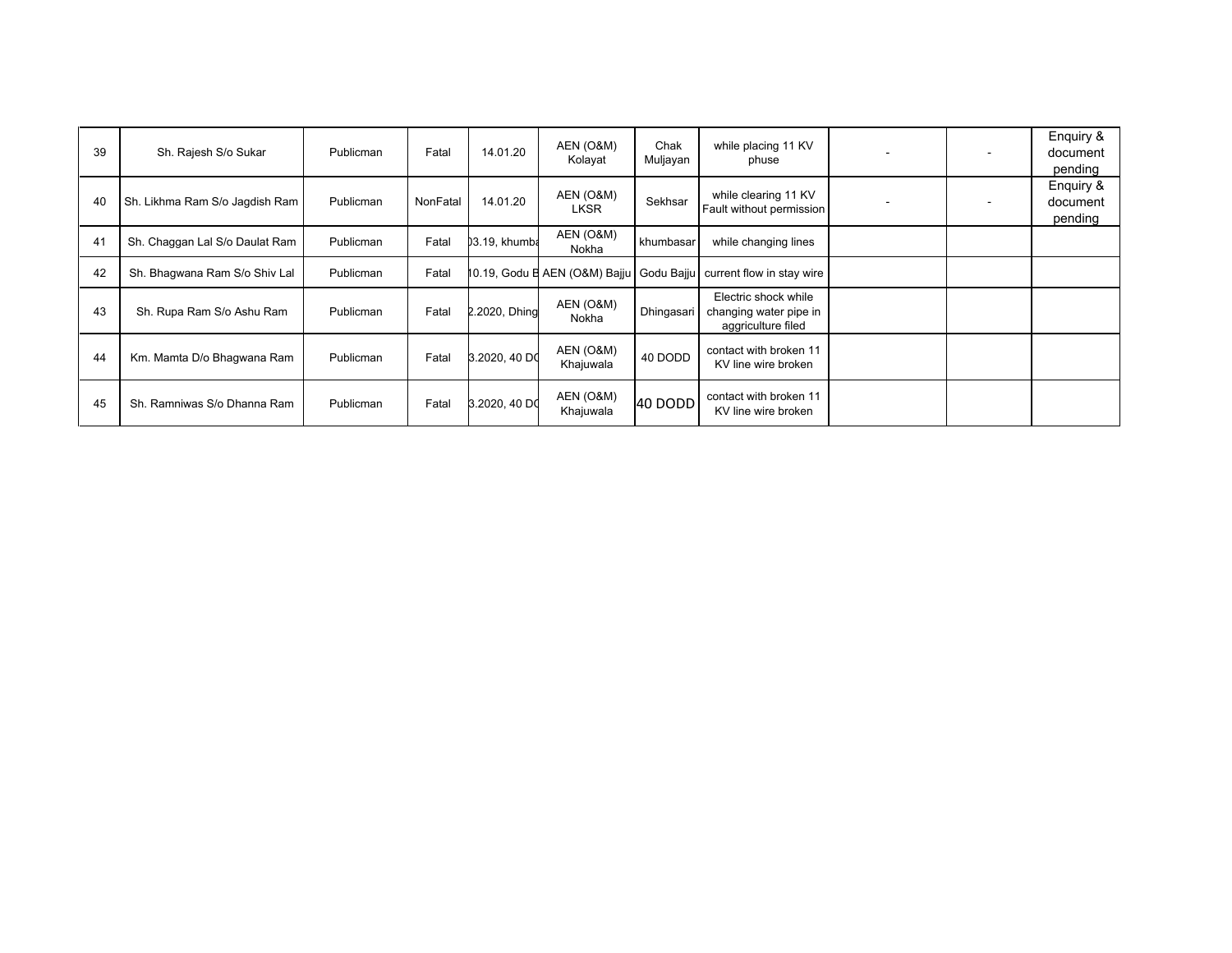| | | | | | | | | | | |
|---|---|---|---|---|---|---|---|---|---|---|
| 39 | Sh. Rajesh S/o Sukar | Publicman | Fatal | 14.01.20 | AEN (O&M) Kolayat | Chak Muljayan | while placing 11 KV phuse | - | - | Enquiry & document pending |
| 40 | Sh. Likhma Ram S/o Jagdish Ram | Publicman | NonFatal | 14.01.20 | AEN (O&M) LKSR | Sekhsar | while clearing 11 KV Fault without permission | - | - | Enquiry & document pending |
| 41 | Sh. Chaggan Lal S/o Daulat Ram | Publicman | Fatal | )3.19, khumba | AEN (O&M) Nokha | khumbasar | while changing lines | | | |
| 42 | Sh. Bhagwana Ram S/o Shiv Lal | Publicman | Fatal | 10.19, Godu B | AEN (O&M) Bajju | Godu Bajju | current flow in stay wire | | | |
| 43 | Sh. Rupa Ram S/o Ashu Ram | Publicman | Fatal | 2.2020, Dhing | AEN (O&M) Nokha | Dhingasari | Electric shock while changing water pipe in aggriculture filed | | | |
| 44 | Km. Mamta D/o Bhagwana Ram | Publicman | Fatal | 3.2020, 40 DO | AEN (O&M) Khajuwala | 40 DODD | contact with broken 11 KV line wire broken | | | |
| 45 | Sh. Ramniwas S/o Dhanna Ram | Publicman | Fatal | 3.2020, 40 DO | AEN (O&M) Khajuwala | 40 DODD | contact with broken 11 KV line wire broken | | | |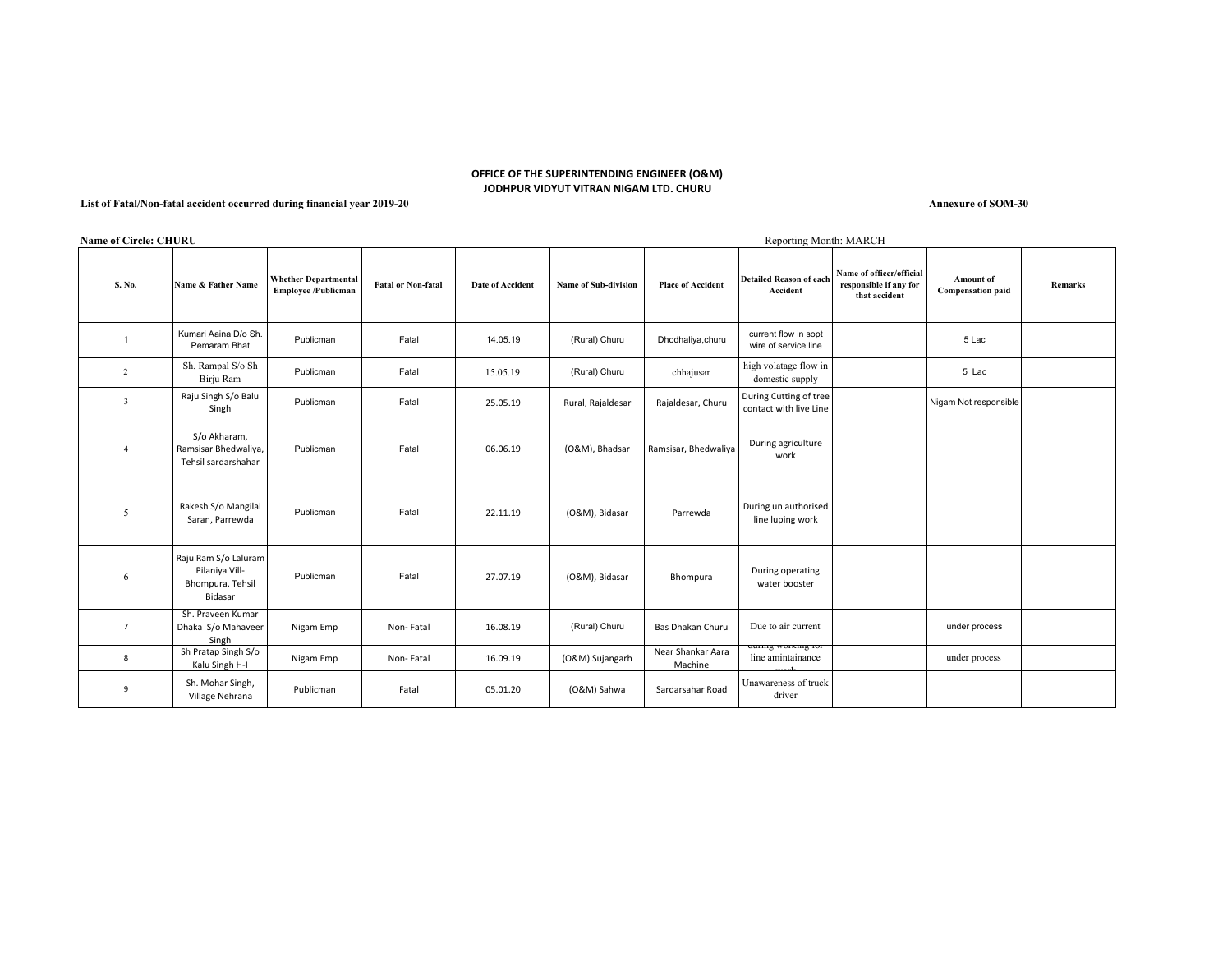**OFFICE OF THE SUPERINTENDING ENGINEER (O&M)**
**JODHPUR VIDYUT VITRAN NIGAM LTD. CHURU**

**List of Fatal/Non-fatal accident occurred during financial year 2019-20** **Annexure of SOM-30**

**Name of Circle: CHURU** Reporting Month: MARCH

| S. No. | Name & Father Name | Whether Departmental Employee /Publicman | Fatal or Non-fatal | Date of Accident | Name of Sub-division | Place of Accident | Detailed Reason of each Accident | Name of officer/official responsible if any for that accident | Amount of Compensation paid | Remarks |
|---|---|---|---|---|---|---|---|---|---|---|
| 1 | Kumari Aaina D/o Sh. Pemaram Bhat | Publicman | Fatal | 14.05.19 | (Rural) Churu | Dhodhaliya,churu | current flow in sopt wire of service line | | 5 Lac | |
| 2 | Sh. Rampal S/o Sh Birju Ram | Publicman | Fatal | 15.05.19 | (Rural) Churu | chhajusar | high volatage flow in domestic supply | | 5 Lac | |
| 3 | Raju Singh S/o Balu Singh | Publicman | Fatal | 25.05.19 | Rural, Rajaldesar | Rajaldesar, Churu | During Cutting of tree contact with live Line | | Nigam Not responsible | |
| 4 | S/o Akharam, Ramsisar Bhedwaliya, Tehsil sardarshahar | Publicman | Fatal | 06.06.19 | (O&M), Bhadsar | Ramsisar, Bhedwaliya | During agriculture work | | | |
| 5 | Rakesh S/o Mangilal Saran, Parrewda | Publicman | Fatal | 22.11.19 | (O&M), Bidasar | Parrewda | During un authorised line luping work | | | |
| 6 | Raju Ram S/o Laluram Pilaniya Vill-Bhompura, Tehsil Bidasar | Publicman | Fatal | 27.07.19 | (O&M), Bidasar | Bhompura | During operating water booster | | | |
| 7 | Sh. Praveen Kumar Dhaka S/o Mahaveer Singh | Nigam Emp | Non- Fatal | 16.08.19 | (Rural) Churu | Bas Dhakan Churu | Due to air current | | under process | |
| 8 | Sh Pratap Singh S/o Kalu Singh H-I | Nigam Emp | Non- Fatal | 16.09.19 | (O&M) Sujangarh | Near Shankar Aara Machine | during working for line amintainance work | | under process | |
| 9 | Sh. Mohar Singh, Village Nehrana | Publicman | Fatal | 05.01.20 | (O&M) Sahwa | Sardarsahar Road | Unawareness of truck driver | | | |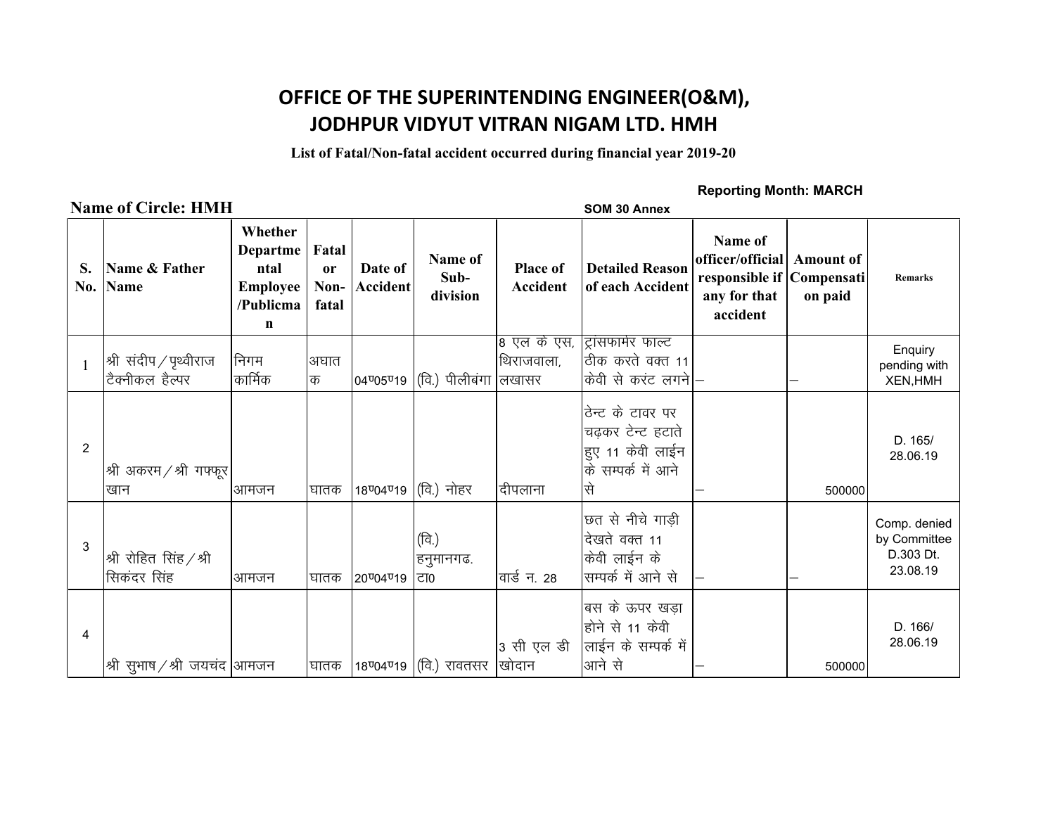# OFFICE OF THE SUPERINTENDING ENGINEER(O&M), JODHPUR VIDYUT VITRAN NIGAM LTD. HMH

**List of Fatal/Non-fatal accident occurred during financial year 2019-20**

**Reporting Month: MARCH**

**Name of Circle: HMH** **SOM 30 Annex**

| S. No. | Name & Father Name | Whether Departmental Employee /Publicman | Fatal or Non-fatal | Date of Accident | Name of Sub-division | Place of Accident | Detailed Reason of each Accident | Name of officer/official responsible if any for that accident | Amount of Compensation paid | Remarks |
|---|---|---|---|---|---|---|---|---|---|---|
| 1 | श्री संदीप / पृथ्वीराज टैक्नीकल हैल्पर | निगम कार्मिक | अघातक | 04ण05ण19 | (वि.) पीलीबंगा | 8 एल के एस, थिराजवाला, लखासर | ट्रांसफार्मर फाल्ट ठीक करते वक्त 11 केवी से करंट लगने | – | – | Enquiry pending with XEN,HMH |
| 2 | श्री अकरम / श्री गफ्फूर खान | आमजन | घातक | 18ण04ण19 | (वि.) नोहर | दीपलाना | ठेन्ट के टावर पर चढ़कर टेन्ट हटाते हुए 11 केवी लाईन के सम्पर्क में आने से | – | 500000 | D. 165/ 28.06.19 |
| 3 | श्री रोहित सिंह / श्री सिकंदर सिंह | आमजन | घातक | 20ण04ण19 | (वि.) हनुमानगढ. टा0 | वार्ड न. 28 | छत से नीचे गाड़ी देखते वक्त 11 केवी लाईन के सम्पर्क में आने से | – | – | Comp. denied by Committee D.303 Dt. 23.08.19 |
| 4 | श्री सुभाष / श्री जयचंद | आमजन | घातक | 18ण04ण19 | (वि.) रावतसर | 3 सी एल डी खोदान | बस के ऊपर खड़ा होने से 11 केवी लाईन के सम्पर्क में आने से | – | 500000 | D. 166/ 28.06.19 |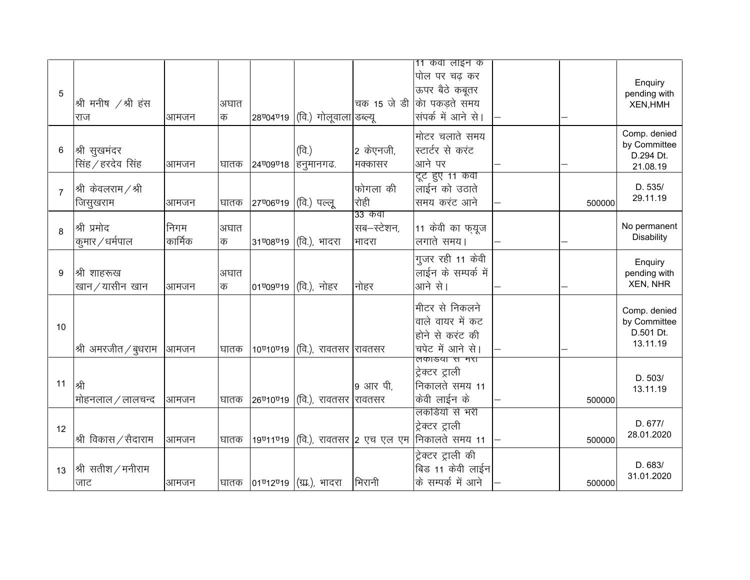| | | | | | | | | | | |
|---|---|---|---|---|---|---|---|---|---|---|
| 5 | श्री मनीष /श्री हंस राज | आमजन | अघातक | 28ण्04ण्19 | (वि.) गोलूवाला | चक 15 जे डी डब्ल्यू | 11 केवी लाइन के पोल पर चढ़ कर ऊपर बैठे कबूतर को पकड़ते समय संपर्क में आने से। | — | — | Enquiry pending with XEN,HMH |
| 6 | श्री सुखमंदर सिंह/हरदेव सिंह | आमजन | घातक | 24ण्09ण्18 | (वि.) हनुमानगढ. | 2 केएनजी, मक्कासर | मोटर चलाते समय स्टार्टर से करंट आने पर | — | — | Comp. denied by Committee D.294 Dt. 21.08.19 |
| 7 | श्री केवलराम/श्री जिसुखराम | आमजन | घातक | 27ण्06ण्19 | (वि.) पल्लू | फोगला की रोही | टूट हुए 11 केवी लाईन को उठाते समय करंट आने | — | 500000 | D. 535/ 29.11.19 |
| 8 | श्री प्रमोद कुमार/धर्मपाल | निगम कार्मिक | अघातक | 31ण्08ण्19 | (वि.), भादरा | 33 केवी सब–स्टेशन, भादरा | 11 केवी का फ्यूज लगाते समय। | — | — | No permanent Disability |
| 9 | श्री शाहरूख खान/यासीन खान | आमजन | अघातक | 01ण्09ण्19 | (वि.), नोहर | नोहर | गुजर रही 11 केवी लाईन के सम्पर्क में आने से। | — | — | Enquiry pending with XEN, NHR |
| 10 | श्री अमरजीत/बुधराम | आमजन | घातक | 10ण्10ण्19 | (वि.), रावतसर | रावतसर | मीटर से निकलने वाले वायर में कट होने से करंट की चपेट में आने से। | — | — | Comp. denied by Committee D.501 Dt. 13.11.19 |
| 11 | श्री मोहनलाल/लालचन्द | आमजन | घातक | 26ण्10ण्19 | (वि.), रावतसर | 9 आर पी, रावतसर | लकडियों से भरी ट्रेक्टर ट्राली निकालते समय 11 केवी लाईन के | — | 500000 | D. 503/ 13.11.19 |
| 12 | श्री विकास/सैदाराम | आमजन | घातक | 19ण्11ण्19 | (वि.), रावतसर | 2 एच एल एम | लकडियों से भरी ट्रेक्टर ट्राली निकालते समय 11 | — | 500000 | D. 677/ 28.01.2020 |
| 13 | श्री सतीश/मनीराम जाट | आमजन | घातक | 01ण्12ण्19 | (ग्रा.), भादरा | भिरानी | ट्रेक्टर ट्राली की बिड 11 केवी लाईन के सम्पर्क में आने | — | 500000 | D. 683/ 31.01.2020 |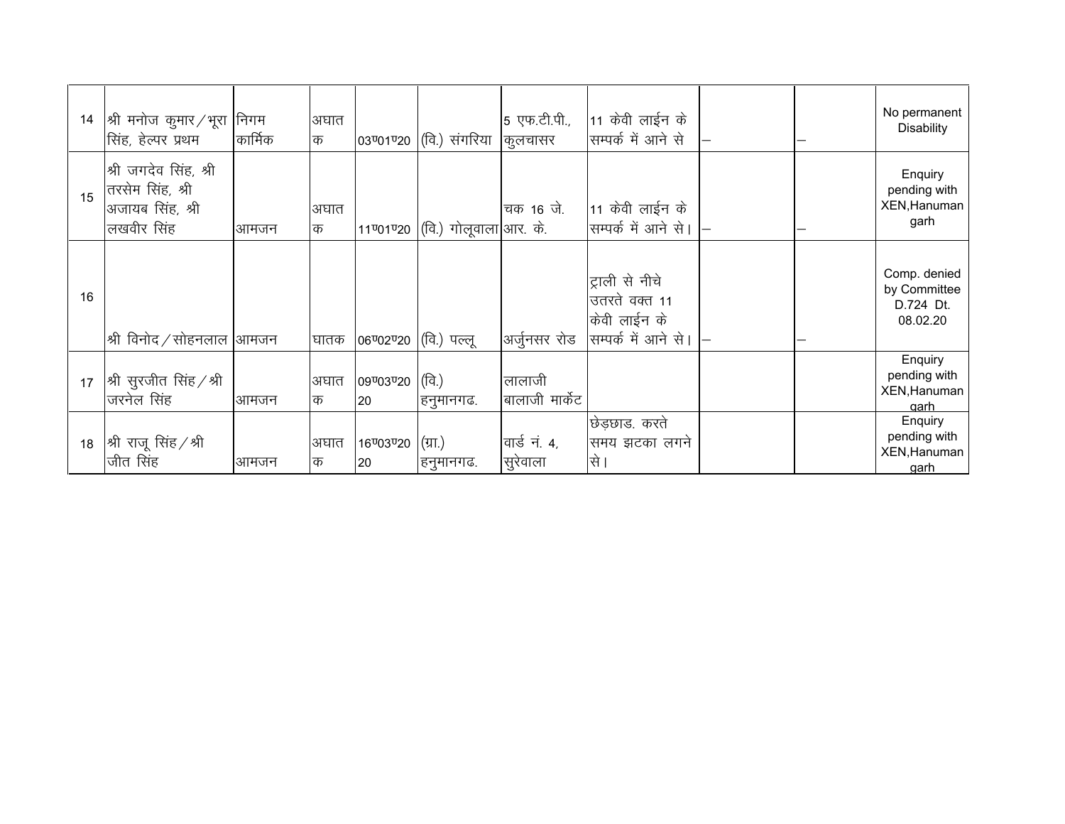| 14 | श्री मनोज कुमार / भूरा सिंह, हेल्पर प्रथम | निगम कार्मिक | अघातक | 03ण01ण20 | (वि.) संगरिया | 5 एफ.टी.पी., कुलचासर | 11 केवी लाईन के सम्पर्क में आने से | – | – | No permanent Disability |
|---|---|---|---|---|---|---|---|---|---|---|
| 15 | श्री जगदेव सिंह, श्री तरसेम सिंह, श्री अजायब सिंह, श्री लखवीर सिंह | आमजन | अघातक | 11ण01ण20 | (वि.) गोलूवाला | चक 16 जे. आर. के. | 11 केवी लाईन के सम्पर्क में आने से। | – | – | Enquiry pending with XEN,Hanumangarh |
| 16 | श्री विनोद / सोहनलाल | आमजन | घातक | 06ण02ण20 | (वि.) पल्लू | अर्जुनसर रोड | ट्राली से नीचे उतरते वक्त 11 केवी लाईन के सम्पर्क में आने से। | – | – | Comp. denied by Committee D.724 Dt. 08.02.20 |
| 17 | श्री सुरजीत सिंह / श्री जरनेल सिंह | आमजन | अघातक | 09ण03ण2020 | (वि.) हनुमानगढ. | लालाजी बालाजी मार्केट | | | | Enquiry pending with XEN,Hanumangarh |
| 18 | श्री राजू सिंह / श्री जीत सिंह | आमजन | अघातक | 16ण03ण2020 | (ग्रा.) हनुमानगढ. | वार्ड नं. 4, सुरेवाला | छेड़छाड. करते समय झटका लगने से। | | | Enquiry pending with XEN,Hanumangarh |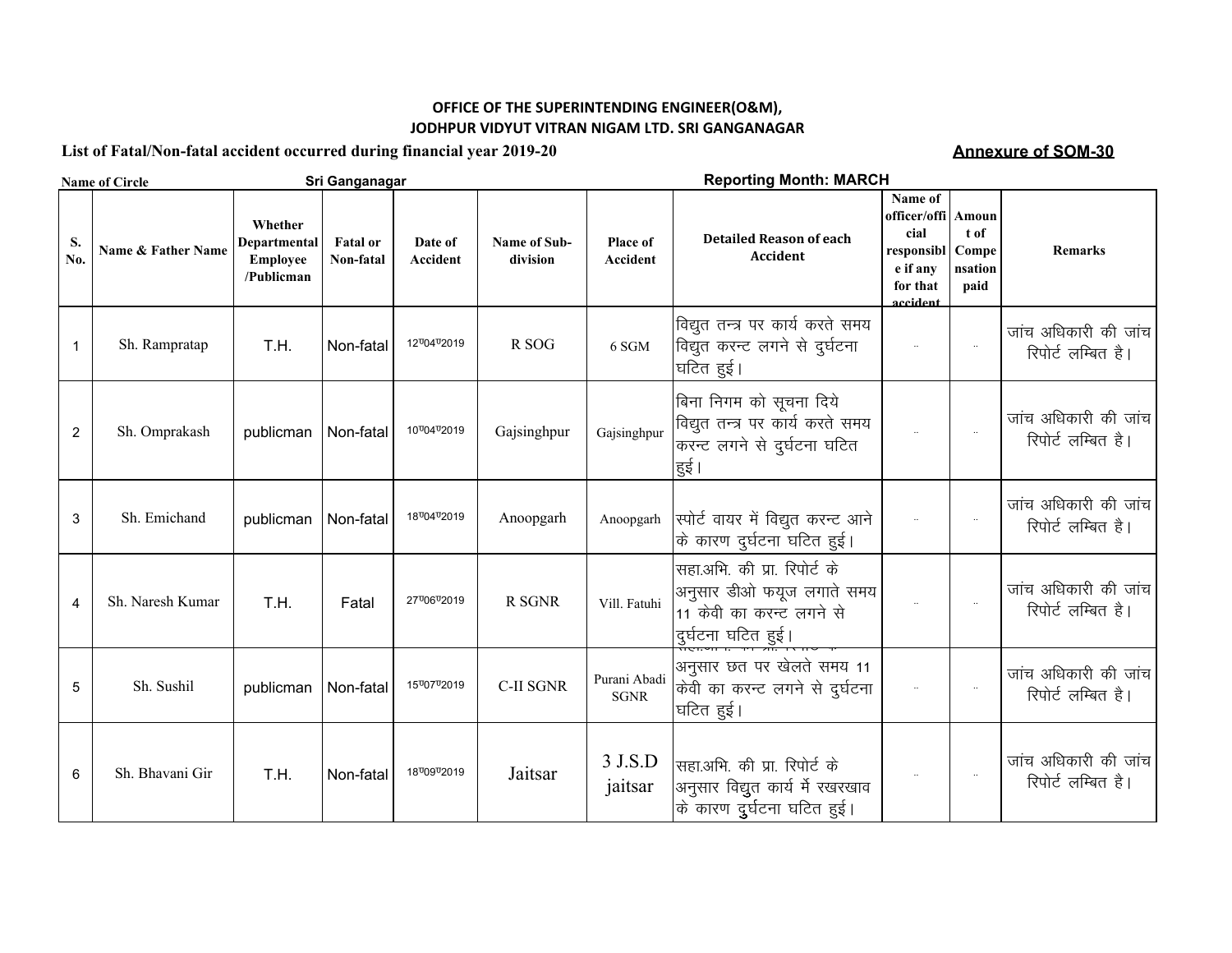**OFFICE OF THE SUPERINTENDING ENGINEER(O&M),**
**JODHPUR VIDYUT VITRAN NIGAM LTD. SRI GANGANAGAR**

**List of Fatal/Non-fatal accident occurred during financial year 2019-20** **Annexure of SOM-30**

**Name of Circle** Sri Ganganagar **Reporting Month: MARCH**

| S. No. | Name & Father Name | Whether Departmental Employee /Publicman | Fatal or Non-fatal | Date of Accident | Name of Sub-division | Place of Accident | Detailed Reason of each Accident | Name of officer/official responsible if any for that accident | Amount of Compensation paid | Remarks |
|---|---|---|---|---|---|---|---|---|---|---|
| 1 | Sh. Rampratap | T.H. | Non-fatal | 12.04.2019 | R SOG | 6 SGM | विद्युत तन्त्र पर कार्य करते समय विद्युत करन्ट लगने से दुर्घटना घटित हुई। | .. | .. | जांच अधिकारी की जांच रिपोर्ट लम्बित है। |
| 2 | Sh. Omprakash | publicman | Non-fatal | 10.04.2019 | Gajsinghpur | Gajsinghpur | बिना निगम को सूचना दिये विद्युत तन्त्र पर कार्य करते समय करन्ट लगने से दुर्घटना घटित हुई। | .. | .. | जांच अधिकारी की जांच रिपोर्ट लम्बित है। |
| 3 | Sh. Emichand | publicman | Non-fatal | 18.04.2019 | Anoopgarh | Anoopgarh | स्पोर्ट वायर में विद्युत करन्ट आने के कारण दुर्घटना घटित हुई। | .. | .. | जांच अधिकारी की जांच रिपोर्ट लम्बित है। |
| 4 | Sh. Naresh Kumar | T.H. | Fatal | 27.06.2019 | R SGNR | Vill. Fatuhi | सहा.अभि. की प्रा. रिपोर्ट के अनुसार डीओ फयूज लगाते समय 11 केवी का करन्ट लगने से दुर्घटना घटित हुई। | .. | .. | जांच अधिकारी की जांच रिपोर्ट लम्बित है। |
| 5 | Sh. Sushil | publicman | Non-fatal | 15.07.2019 | C-II SGNR | Purani Abadi SGNR | सहा.अभि. की प्रा. रिपोर्ट के अनुसार छत पर खेलते समय 11 केवी का करन्ट लगने से दुर्घटना घटित हुई। | .. | .. | जांच अधिकारी की जांच रिपोर्ट लम्बित है। |
| 6 | Sh. Bhavani Gir | T.H. | Non-fatal | 18.09.2019 | Jaitsar | 3 J.S.D jaitsar | सहा.अभि. की प्रा. रिपोर्ट के अनुसार विद्युत कार्य में रखरखाव के कारण दुर्घटना घटित हुई। | .. | .. | जांच अधिकारी की जांच रिपोर्ट लम्बित है। |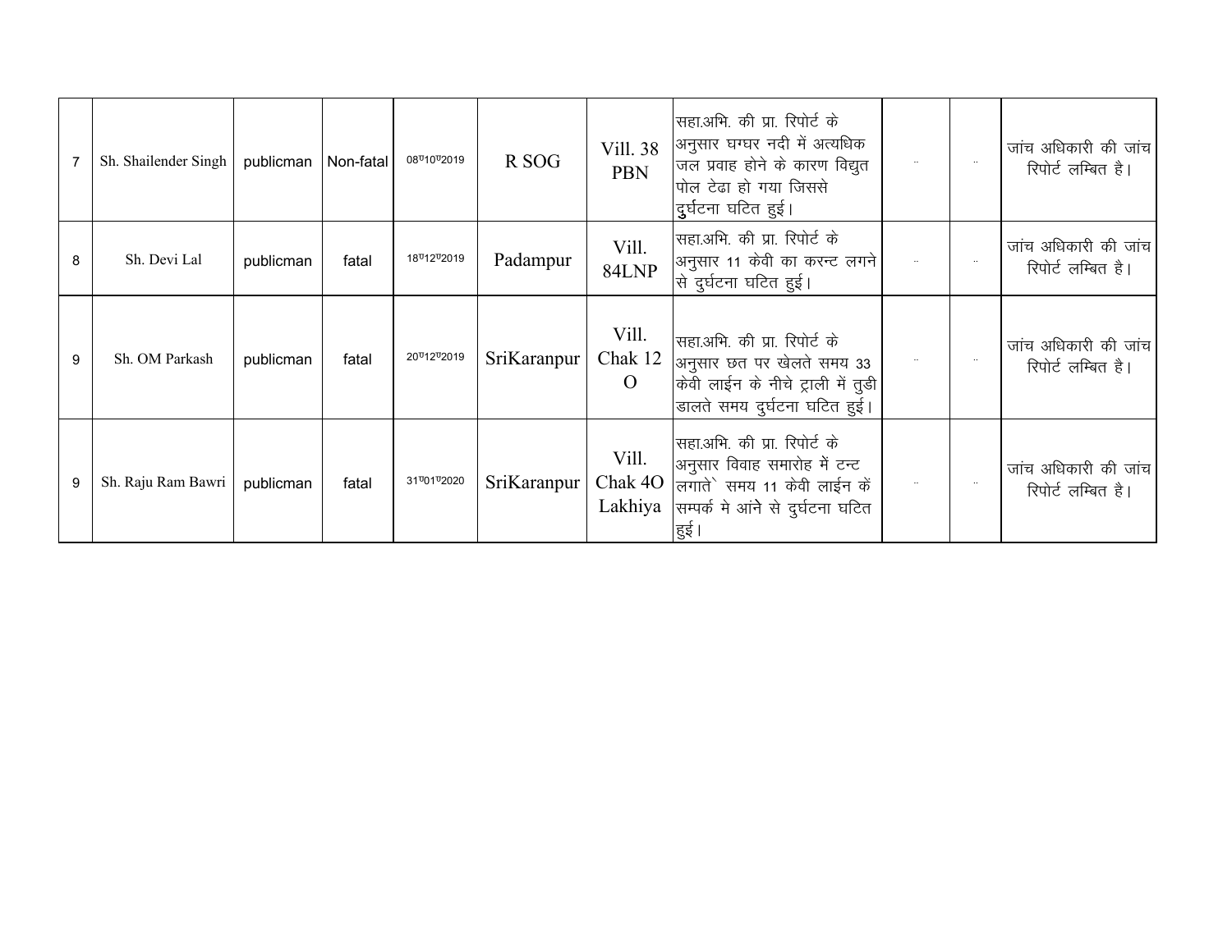| 7 | Sh. Shailender Singh | publicman | Non-fatal | 08ण10ण2019 | R SOG | Vill. 38 PBN | सहा.अभि. की प्रा. रिपोर्ट के अनुसार घग्घर नदी में अत्यधिक जल प्रवाह होने के कारण विद्युत पोल टेढा हो गया जिससे दुर्घटना घटित हुई। | .. | .. | जांच अधिकारी की जांच रिपोर्ट लम्बित है। |
|---|---|---|---|---|---|---|---|---|---|---|
| 8 | Sh. Devi Lal | publicman | fatal | 18ण12ण2019 | Padampur | Vill. 84LNP | सहा.अभि. की प्रा. रिपोर्ट के अनुसार 11 केवी का करन्ट लगने से दुर्घटना घटित हुई। | .. | .. | जांच अधिकारी की जांच रिपोर्ट लम्बित है। |
| 9 | Sh. OM Parkash | publicman | fatal | 20ण12ण2019 | SriKaranpur | Vill. Chak 12 O | सहा.अभि. की प्रा. रिपोर्ट के अनुसार छत पर खेलते समय 33 केवी लाईन के नीचे ट्राली में तुडी डालते समय दुर्घटना घटित हुई। | .. | .. | जांच अधिकारी की जांच रिपोर्ट लम्बित है। |
| 9 | Sh. Raju Ram Bawri | publicman | fatal | 31ण01ण2020 | SriKaranpur | Vill. Chak 4O Lakhiya | सहा.अभि. की प्रा. रिपोर्ट के अनुसार विवाह समारोह में टन्ट लगाते` समय 11 केवी लाईन कें सम्पर्क मे आंने से दुर्घटना घटित हुई। | .. | .. | जांच अधिकारी की जांच रिपोर्ट लम्बित है। |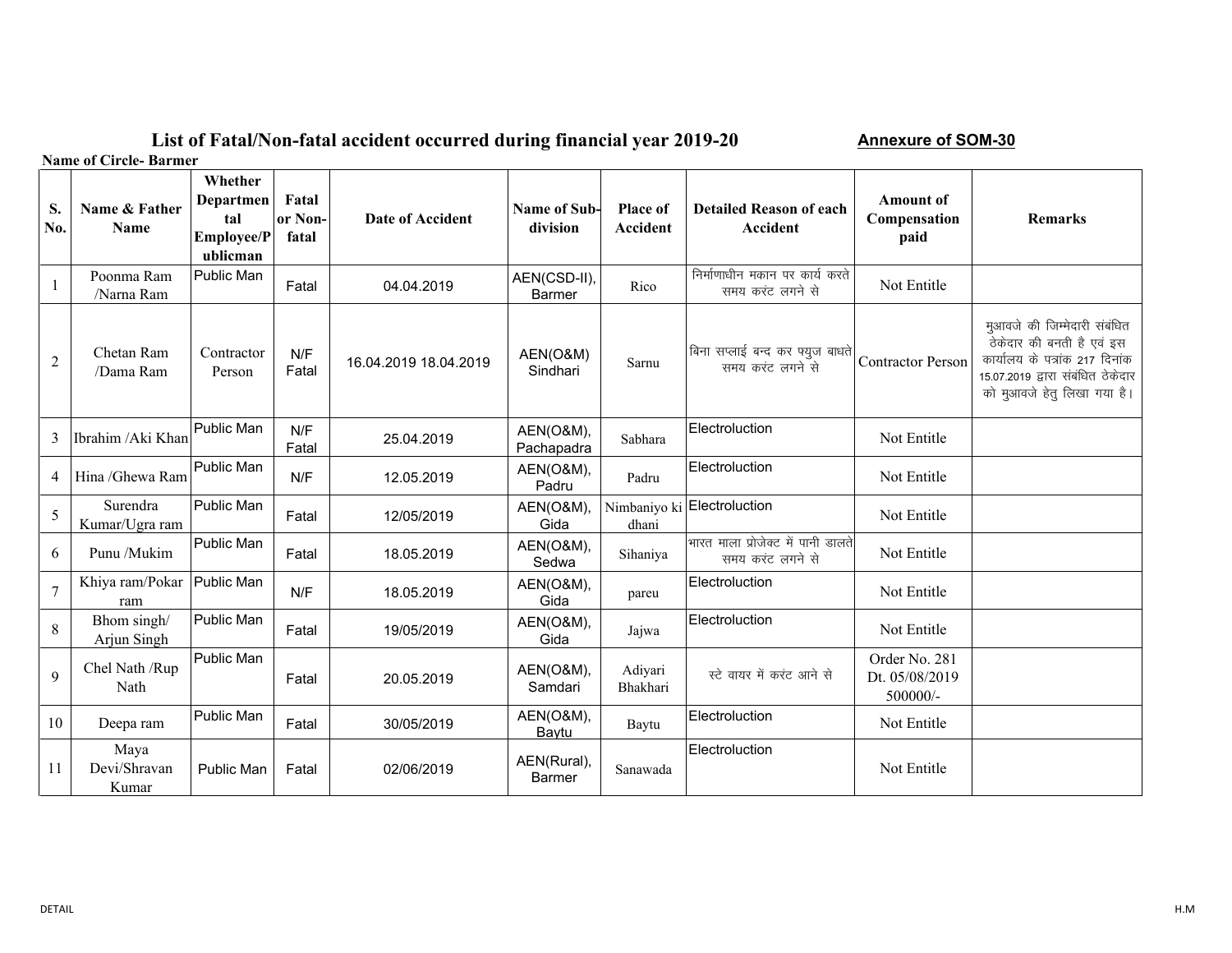## List of Fatal/Non-fatal accident occurred during financial year 2019-20

**Annexure of SOM-30**

**Name of Circle- Barmer**

| S. No. | Name & Father Name | Whether Departmental Employee/Publicman | Fatal or Non-fatal | Date of Accident | Name of Sub-division | Place of Accident | Detailed Reason of each Accident | Amount of Compensation paid | Remarks |
|---|---|---|---|---|---|---|---|---|---|
| 1 | Poonma Ram /Narna Ram | Public Man | Fatal | 04.04.2019 | AEN(CSD-II), Barmer | Rico | निर्माणाधीन मकान पर कार्य करते समय करंट लगने से | Not Entitle | |
| 2 | Chetan Ram /Dama Ram | Contractor Person | N/F Fatal | 16.04.2019 18.04.2019 | AEN(O&M) Sindhari | Sarnu | बिना सप्लाई बन्द कर फ्युज बाधते समय करंट लगने से | Contractor Person | मुआवजे की जिम्मेदारी संबंधित ठेकेदार की बनती है एवं इस कार्यालय के पत्रांक 217 दिनांक 15.07.2019 द्वारा संबंधित ठेकेदार को मुआवजे हेतु लिखा गया है। |
| 3 | Ibrahim /Aki Khan | Public Man | N/F Fatal | 25.04.2019 | AEN(O&M), Pachapadra | Sabhara | Electroluction | Not Entitle | |
| 4 | Hina /Ghewa Ram | Public Man | N/F | 12.05.2019 | AEN(O&M), Padru | Padru | Electroluction | Not Entitle | |
| 5 | Surendra Kumar/Ugra ram | Public Man | Fatal | 12/05/2019 | AEN(O&M), Gida | Nimbaniyo ki dhani | Electroluction | Not Entitle | |
| 6 | Punu /Mukim | Public Man | Fatal | 18.05.2019 | AEN(O&M), Sedwa | Sihaniya | भारत माला प्रोजेक्ट में पानी डालते समय करंट लगने से | Not Entitle | |
| 7 | Khiya ram/Pokar ram | Public Man | N/F | 18.05.2019 | AEN(O&M), Gida | pareu | Electroluction | Not Entitle | |
| 8 | Bhom singh/ Arjun Singh | Public Man | Fatal | 19/05/2019 | AEN(O&M), Gida | Jajwa | Electroluction | Not Entitle | |
| 9 | Chel Nath /Rup Nath | Public Man | Fatal | 20.05.2019 | AEN(O&M), Samdari | Adiyari Bhakhari | स्टे वायर में करंट आने से | Order No. 281 Dt. 05/08/2019 500000/- | |
| 10 | Deepa ram | Public Man | Fatal | 30/05/2019 | AEN(O&M), Baytu | Baytu | Electroluction | Not Entitle | |
| 11 | Maya Devi/Shravan Kumar | Public Man | Fatal | 02/06/2019 | AEN(Rural), Barmer | Sanawada | Electroluction | Not Entitle | |

DETAIL H.M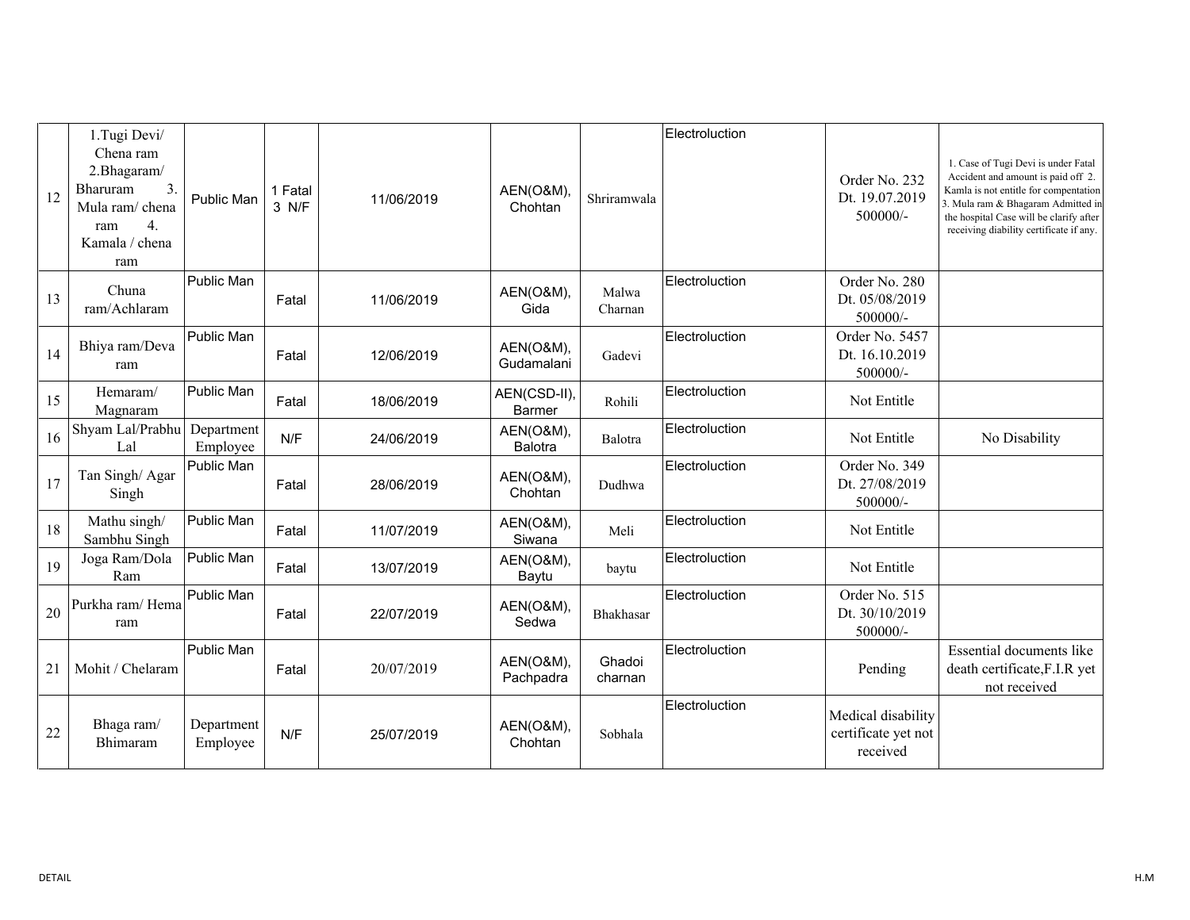| 12 | 1.Tugi Devi/ Chena ram 2.Bhagaram/ Bharuram 3. Mula ram/ chena ram 4. Kamala / chena ram | Public Man | 1 Fatal 3 N/F | 11/06/2019 | AEN(O&M), Chohtan | Shriramwala | Electroluction | Order No. 232 Dt. 19.07.2019 500000/- | 1. Case of Tugi Devi is under Fatal Accident and amount is paid off 2. Kamla is not entitle for compentation 3. Mula ram & Bhagaram Admitted in the hospital Case will be clarify after receiving diability certificate if any. |
|---|---|---|---|---|---|---|---|---|---|
| 13 | Chuna ram/Achlaram | Public Man | Fatal | 11/06/2019 | AEN(O&M), Gida | Malwa Charnan | Electroluction | Order No. 280 Dt. 05/08/2019 500000/- | |
| 14 | Bhiya ram/Deva ram | Public Man | Fatal | 12/06/2019 | AEN(O&M), Gudamalani | Gadevi | Electroluction | Order No. 5457 Dt. 16.10.2019 500000/- | |
| 15 | Hemaram/ Magnaram | Public Man | Fatal | 18/06/2019 | AEN(CSD-II), Barmer | Rohili | Electroluction | Not Entitle | |
| 16 | Shyam Lal/Prabhu Lal | Department Employee | N/F | 24/06/2019 | AEN(O&M), Balotra | Balotra | Electroluction | Not Entitle | No Disability |
| 17 | Tan Singh/ Agar Singh | Public Man | Fatal | 28/06/2019 | AEN(O&M), Chohtan | Dudhwa | Electroluction | Order No. 349 Dt. 27/08/2019 500000/- | |
| 18 | Mathu singh/ Sambhu Singh | Public Man | Fatal | 11/07/2019 | AEN(O&M), Siwana | Meli | Electroluction | Not Entitle | |
| 19 | Joga Ram/Dola Ram | Public Man | Fatal | 13/07/2019 | AEN(O&M), Baytu | baytu | Electroluction | Not Entitle | |
| 20 | Purkha ram/ Hema ram | Public Man | Fatal | 22/07/2019 | AEN(O&M), Sedwa | Bhakhasar | Electroluction | Order No. 515 Dt. 30/10/2019 500000/- | |
| 21 | Mohit / Chelaram | Public Man | Fatal | 20/07/2019 | AEN(O&M), Pachpadra | Ghadoi charnan | Electroluction | Pending | Essential documents like death certificate,F.I.R yet not received |
| 22 | Bhaga ram/ Bhimaram | Department Employee | N/F | 25/07/2019 | AEN(O&M), Chohtan | Sobhala | Electroluction | Medical disability certificate yet not received | |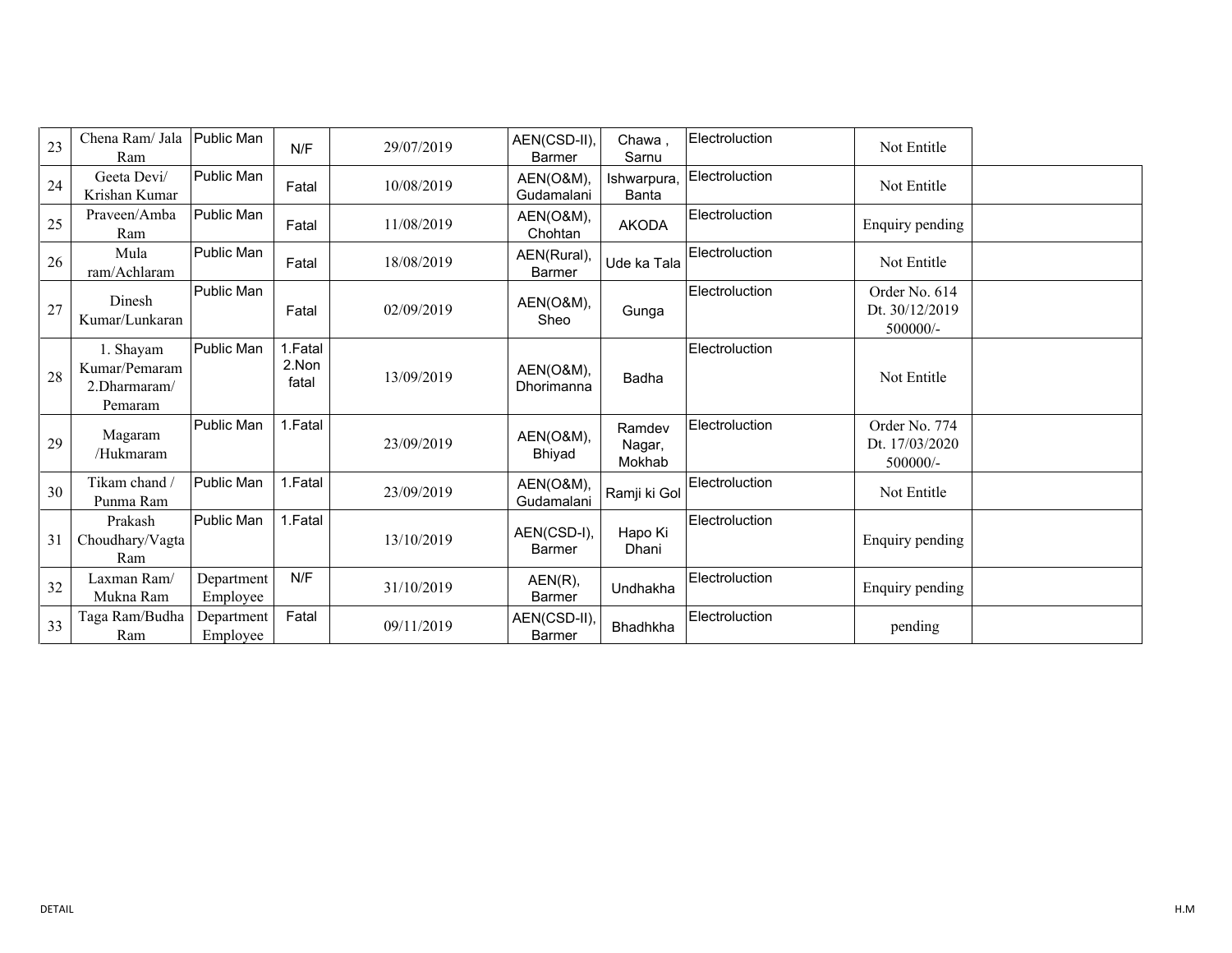| 23 | Chena Ram/ Jala Ram | Public Man | N/F | 29/07/2019 | AEN(CSD-II), Barmer | Chawa , Sarnu | Electroluction | Not Entitle | |
|---|---|---|---|---|---|---|---|---|---|
| 24 | Geeta Devi/ Krishan Kumar | Public Man | Fatal | 10/08/2019 | AEN(O&M), Gudamalani | Ishwarpura, Banta | Electroluction | Not Entitle | |
| 25 | Praveen/Amba Ram | Public Man | Fatal | 11/08/2019 | AEN(O&M), Chohtan | AKODA | Electroluction | Enquiry pending | |
| 26 | Mula ram/Achlaram | Public Man | Fatal | 18/08/2019 | AEN(Rural), Barmer | Ude ka Tala | Electroluction | Not Entitle | |
| 27 | Dinesh Kumar/Lunkaran | Public Man | Fatal | 02/09/2019 | AEN(O&M), Sheo | Gunga | Electroluction | Order No. 614 Dt. 30/12/2019 500000/- | |
| 28 | 1. Shayam Kumar/Pemaram 2.Dharmaram/ Pemaram | Public Man | 1.Fatal 2.Non fatal | 13/09/2019 | AEN(O&M), Dhorimanna | Badha | Electroluction | Not Entitle | |
| 29 | Magaram /Hukmaram | Public Man | 1.Fatal | 23/09/2019 | AEN(O&M), Bhiyad | Ramdev Nagar, Mokhab | Electroluction | Order No. 774 Dt. 17/03/2020 500000/- | |
| 30 | Tikam chand / Punma Ram | Public Man | 1.Fatal | 23/09/2019 | AEN(O&M), Gudamalani | Ramji ki Gol | Electroluction | Not Entitle | |
| 31 | Prakash Choudhary/Vagta Ram | Public Man | 1.Fatal | 13/10/2019 | AEN(CSD-I), Barmer | Hapo Ki Dhani | Electroluction | Enquiry pending | |
| 32 | Laxman Ram/ Mukna Ram | Department Employee | N/F | 31/10/2019 | AEN(R), Barmer | Undhakha | Electroluction | Enquiry pending | |
| 33 | Taga Ram/Budha Ram | Department Employee | Fatal | 09/11/2019 | AEN(CSD-II), Barmer | Bhadhkha | Electroluction | pending | |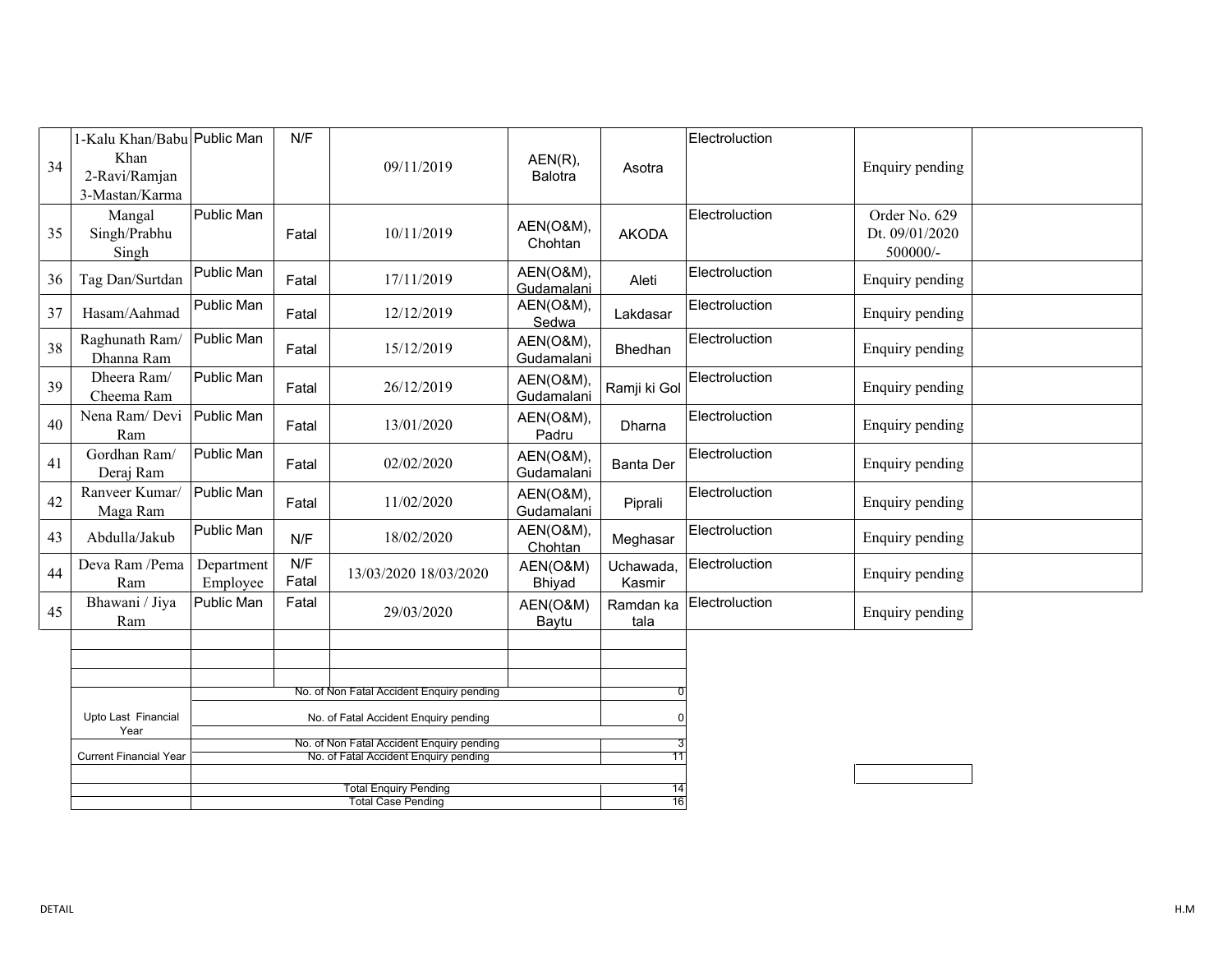| | | | | | | | | | |
|---|---|---|---|---|---|---|---|---|---|
| 34 | 1-Kalu Khan/Babu Khan 2-Ravi/Ramjan 3-Mastan/Karma | Public Man | N/F | 09/11/2019 | AEN(R), Balotra | Asotra | Electroluction | Enquiry pending | |
| 35 | Mangal Singh/Prabhu Singh | Public Man | Fatal | 10/11/2019 | AEN(O&M), Chohtan | AKODA | Electroluction | Order No. 629 Dt. 09/01/2020 500000/- | |
| 36 | Tag Dan/Surtdan | Public Man | Fatal | 17/11/2019 | AEN(O&M), Gudamalani | Aleti | Electroluction | Enquiry pending | |
| 37 | Hasam/Aahmad | Public Man | Fatal | 12/12/2019 | AEN(O&M), Sedwa | Lakdasar | Electroluction | Enquiry pending | |
| 38 | Raghunath Ram/ Dhanna Ram | Public Man | Fatal | 15/12/2019 | AEN(O&M), Gudamalani | Bhedhan | Electroluction | Enquiry pending | |
| 39 | Dheera Ram/ Cheema Ram | Public Man | Fatal | 26/12/2019 | AEN(O&M), Gudamalani | Ramji ki Gol | Electroluction | Enquiry pending | |
| 40 | Nena Ram/ Devi Ram | Public Man | Fatal | 13/01/2020 | AEN(O&M), Padru | Dharna | Electroluction | Enquiry pending | |
| 41 | Gordhan Ram/ Deraj Ram | Public Man | Fatal | 02/02/2020 | AEN(O&M), Gudamalani | Banta Der | Electroluction | Enquiry pending | |
| 42 | Ranveer Kumar/ Maga Ram | Public Man | Fatal | 11/02/2020 | AEN(O&M), Gudamalani | Piprali | Electroluction | Enquiry pending | |
| 43 | Abdulla/Jakub | Public Man | N/F | 18/02/2020 | AEN(O&M), Chohtan | Meghasar | Electroluction | Enquiry pending | |
| 44 | Deva Ram /Pema Ram | Department Employee | N/F Fatal | 13/03/2020 18/03/2020 | AEN(O&M) Bhiyad | Uchawada, Kasmir | Electroluction | Enquiry pending | |
| 45 | Bhawani / Jiya Ram | Public Man | Fatal | 29/03/2020 | AEN(O&M) Baytu | Ramdan ka tala | Electroluction | Enquiry pending | |

| | | |
|---|---|---|
| Upto Last Financial Year | No. of Non Fatal Accident Enquiry pending | 0 |
| | No. of Fatal Accident Enquiry pending | 0 |
| Current Financial Year | No. of Non Fatal Accident Enquiry pending | 3 |
| | No. of Fatal Accident Enquiry pending | 11 |
| | Total Enquiry Pending | 14 |
| | Total Case Pending | 16 |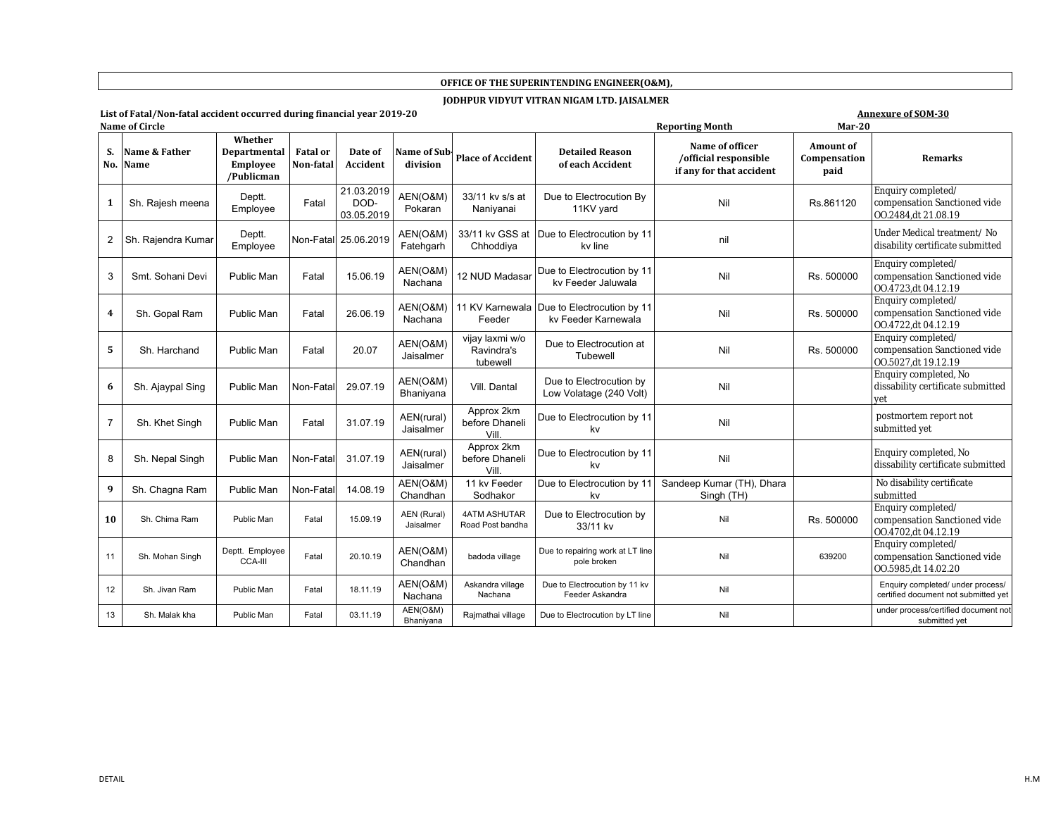**OFFICE OF THE SUPERINTENDING ENGINEER(O&M),**

**JODHPUR VIDYUT VITRAN NIGAM LTD. JAISALMER**

**List of Fatal/Non-fatal accident occurred during financial year 2019-20** **Annexure of SOM-30**

**Name of Circle** **Reporting Month** **Mar-20**

| S. No. | Name & Father Name | Whether Departmental Employee /Publicman | Fatal or Non-fatal | Date of Accident | Name of Sub-division | Place of Accident | Detailed Reason of each Accident | Name of officer /official responsible if any for that accident | Amount of Compensation paid | Remarks |
|---|---|---|---|---|---|---|---|---|---|---|
| 1 | Sh. Rajesh meena | Deptt. Employee | Fatal | 21.03.2019 DOD-03.05.2019 | AEN(O&M) Pokaran | 33/11 kv s/s at Naniyanai | Due to Electrocution By 11KV yard | Nil | Rs.861120 | Enquiry completed/ compensation Sanctioned vide OO.2484,dt 21.08.19 |
| 2 | Sh. Rajendra Kumar | Deptt. Employee | Non-Fatal | 25.06.2019 | AEN(O&M) Fatehgarh | 33/11 kv GSS at Chhoddiya | Due to Electrocution by 11 kv line | nil | | Under Medical treatment/ No disability certificate submitted |
| 3 | Smt. Sohani Devi | Public Man | Fatal | 15.06.19 | AEN(O&M) Nachana | 12 NUD Madasar | Due to Electrocution by 11 kv Feeder Jaluwala | Nil | Rs. 500000 | Enquiry completed/ compensation Sanctioned vide OO.4723,dt 04.12.19 |
| 4 | Sh. Gopal Ram | Public Man | Fatal | 26.06.19 | AEN(O&M) Nachana | 11 KV Karnewala Feeder | Due to Electrocution by 11 kv Feeder Karnewala | Nil | Rs. 500000 | Enquiry completed/ compensation Sanctioned vide OO.4722,dt 04.12.19 |
| 5 | Sh. Harchand | Public Man | Fatal | 20.07 | AEN(O&M) Jaisalmer | vijay laxmi w/o Ravindra's tubewell | Due to Electrocution at Tubewell | Nil | Rs. 500000 | Enquiry completed/ compensation Sanctioned vide OO.5027,dt 19.12.19 |
| 6 | Sh. Ajaypal Sing | Public Man | Non-Fatal | 29.07.19 | AEN(O&M) Bhaniyana | Vill. Dantal | Due to Electrocution by Low Volatage (240 Volt) | Nil | | Enquiry completed, No dissability certificate submitted yet |
| 7 | Sh. Khet Singh | Public Man | Fatal | 31.07.19 | AEN(rural) Jaisalmer | Approx 2km before Dhaneli Vill. | Due to Electrocution by 11 kv | Nil | | postmortem report not submitted yet |
| 8 | Sh. Nepal Singh | Public Man | Non-Fatal | 31.07.19 | AEN(rural) Jaisalmer | Approx 2km before Dhaneli Vill. | Due to Electrocution by 11 kv | Nil | | Enquiry completed, No dissability certificate submitted |
| 9 | Sh. Chagna Ram | Public Man | Non-Fatal | 14.08.19 | AEN(O&M) Chandhan | 11 kv Feeder Sodhakor | Due to Electrocution by 11 kv | Sandeep Kumar (TH), Dhara Singh (TH) | | No disability certificate submitted |
| 10 | Sh. Chima Ram | Public Man | Fatal | 15.09.19 | AEN (Rural) Jaisalmer | 4ATM ASHUTAR Road Post bandha | Due to Electrocution by 33/11 kv | Nil | Rs. 500000 | Enquiry completed/ compensation Sanctioned vide OO.4702,dt 04.12.19 |
| 11 | Sh. Mohan Singh | Deptt. Employee CCA-III | Fatal | 20.10.19 | AEN(O&M) Chandhan | badoda village | Due to repairing work at LT line pole broken | Nil | 639200 | Enquiry completed/ compensation Sanctioned vide OO.5985,dt 14.02.20 |
| 12 | Sh. Jivan Ram | Public Man | Fatal | 18.11.19 | AEN(O&M) Nachana | Askandra village Nachana | Due to Electrocution by 11 kv Feeder Askandra | Nil | | Enquiry completed/ under process/ certified document not submitted yet |
| 13 | Sh. Malak kha | Public Man | Fatal | 03.11.19 | AEN(O&M) Bhaniyana | Rajmathai village | Due to Electrocution by LT line | Nil | | under process/certified document not submitted yet |

DETAIL H.M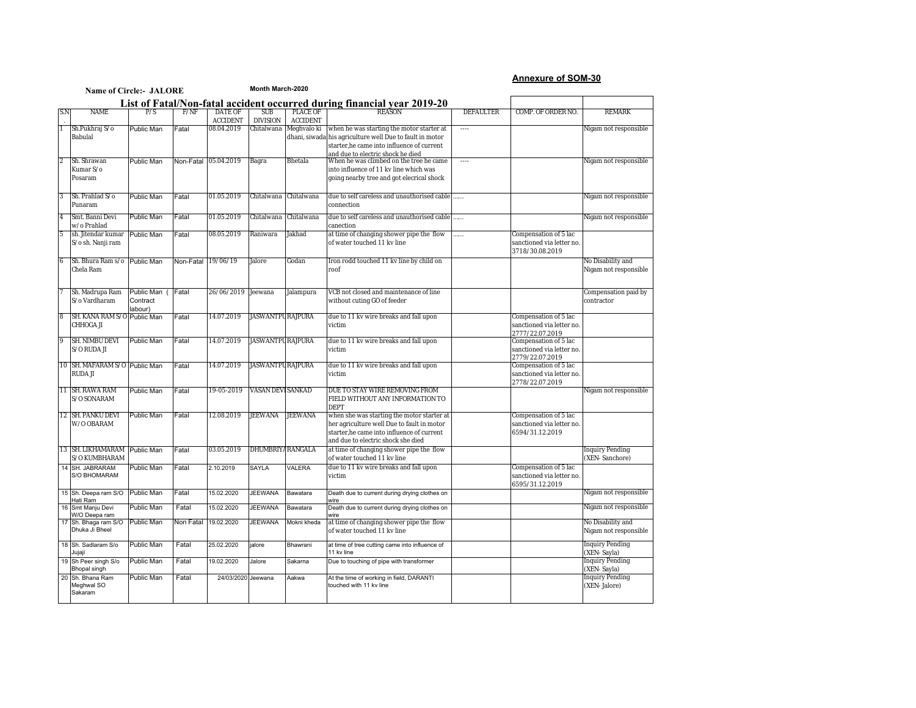**Annexure of SOM-30**

**Name of Circle:- JALORE** **Month March-2020**

## List of Fatal/Non-fatal accident occurred during financial year 2019-20

| S.N. | NAME | P/S | F/NF | DATE OF ACCIDENT | SUB DIVISION | PLACE OF ACCIDENT | REASON | DEFAULTER | COMP. OF ORDER NO. | REMARK |
|---|---|---|---|---|---|---|---|---|---|---|
| 1 | Sh.Pukhraj S/o Babulal | Public Man | Fatal | 08.04.2019 | Chitalwana | Meghvalo ki dhani, siwada | when he was starting the motor starter at his agriculture well Due to fault in motor starter,he came into influence of current and due to electric shock he died | ---- | | Nigam not responsible |
| 2 | Sh. Shrawan Kumar S/o Posaram | Public Man | Non-Fatal | 05.04.2019 | Bagra | Bhetala | When he was climbed on the tree he came into influence of 11 kv line which was going nearby tree and got elecrical shock | ---- | | Nigam not responsible |
| 3 | Sh. Prahlad S/o Punaram | Public Man | Fatal | 01.05.2019 | Chitalwana | Chitalwana | due to self careless and unauthorised cable connection | ...... | | Nigam not responsible |
| 4 | Smt. Banni Devi w/o Prahlad | Public Man | Fatal | 01.05.2019 | Chitalwana | Chitalwana | due to self careless and unauthorised cable canection | ...... | | Nigam not responsible |
| 5 | sh. Jitendar kumar S/o sh. Nanji ram | Public Man | Fatal | 08.05.2019 | Raniwara | Jakhad | at time of changing shower pipe the flow of water touched 11 kv line | ...... | Compensation of 5 lac sanctioned via letter no. 3718/30.08.2019 | |
| 6 | Sh. Bhura Ram s/o Chela Ram | Public Man | Non-Fatal | 19/06/19 | Jalore | Godan | Iron rodd touched 11 kv line by child on roof | | | No Disability and Nigam not responsible |
| 7 | Sh. Madrupa Ram S/o Vardharam | Public Man ( Contract labour) | Fatal | 26/06/2019 | Jeewana | Jalampura | VCB not closed and maintenance of line without cuting GO of feeder | | | Compensation paid by contractor |
| 8 | SH. KANA RAM S/O CHHOGA JI | Public Man | Fatal | 14.07.2019 | JASWANTPU | RAJPURA | due to 11 kv wire breaks and fall upon victim | | Compensation of 5 lac sanctioned via letter no. 2777/22.07.2019 | |
| 9 | SH. NIMBU DEVI S/O RUDA JI | Public Man | Fatal | 14.07.2019 | JASWANTPU | RAJPURA | due to 11 kv wire breaks and fall upon victim | | Compensation of 5 lac sanctioned via letter no. 2779/22.07.2019 | |
| 10 | SH. MAFARAM S/O RUDA JI | Public Man | Fatal | 14.07.2019 | JASWANTPU | RAJPURA | due to 11 kv wire breaks and fall upon victim | | Compensation of 5 lac sanctioned via letter no. 2778/22.07.2019 | |
| 11 | SH. RAWA RAM S/O SONARAM | Public Man | Fatal | 19-05-2019 | VASAN DEVI | SANKAD | DUE TO STAY WIRE REMOVING FROM FIELD WITHOUT ANY INFORMATION TO DEPT | | | Nigam not responsible |
| 12 | SH. PANKU DEVI W/O OBARAM | Public Man | Fatal | 12.08.2019 | JEEWANA | JEEWANA | when she was starting the motor starter at her agriculture well Due to fault in motor starter,he came into influence of current and due to electric shock she died | | Compensation of 5 lac sanctioned via letter no. 6594/31.12.2019 | |
| 13 | SH. LIKHAMARAM S/O KUMBHARAM | Public Man | Fatal | 03.05.2019 | DHUMBRIYA | RANGALA | at time of changing shower pipe the flow of water touched 11 kv line | | | Inquiry Pending (XEN- Sanchore) |
| 14 | SH. JABRARAM S/O BHOMARAM | Public Man | Fatal | 2.10.2019 | SAYLA | VALERA | due to 11 kv wire breaks and fall upon victim | | Compensation of 5 lac sanctioned via letter no. 6595/31.12.2019 | |
| 15 | Sh. Deepa ram S/O Hati Ram | Public Man | Fatal | 15.02.2020 | JEEWANA | Bawatara | Death due to current during drying clothes on wire | | | Nigam not responsible |
| 16 | Smt Manju Devi W/O Deepa ram | Public Man | Fatal | 15.02.2020 | JEEWANA | Bawatara | Death due to current during drying clothes on wire | | | Nigam not responsible |
| 17 | Sh. Bhaga ram S/O Dhuka Ji Bheel | Public Man | Non Fatal | 19.02.2020 | JEEWANA | Mokni kheda | at time of changing shower pipe the flow of water touched 11 kv line | | | No Disability and Nigam not responsible |
| 18 | Sh. Sadlaram S/o Jujaji | Public Man | Fatal | 25.02.2020 | jalore | Bhawrani | at time of tree cutting came into influence of 11 kv line | | | Inquiry Pending (XEN- Sayla) |
| 19 | Sh Peer singh S/o Bhopal singh | Public Man | Fatal | 19.02.2020 | Jalore | Sakarna | Due to touching of pipe with transformer | | | Inquiry Pending (XEN- Sayla) |
| 20 | Sh. Bhana Ram Meghwal SO Sakaram | Public Man | Fatal | 24/03/2020 | Jeewana | Aakwa | At the time of working in field, DARANTI touched with 11 kv line | | | Inquiry Pending (XEN- Jalore) |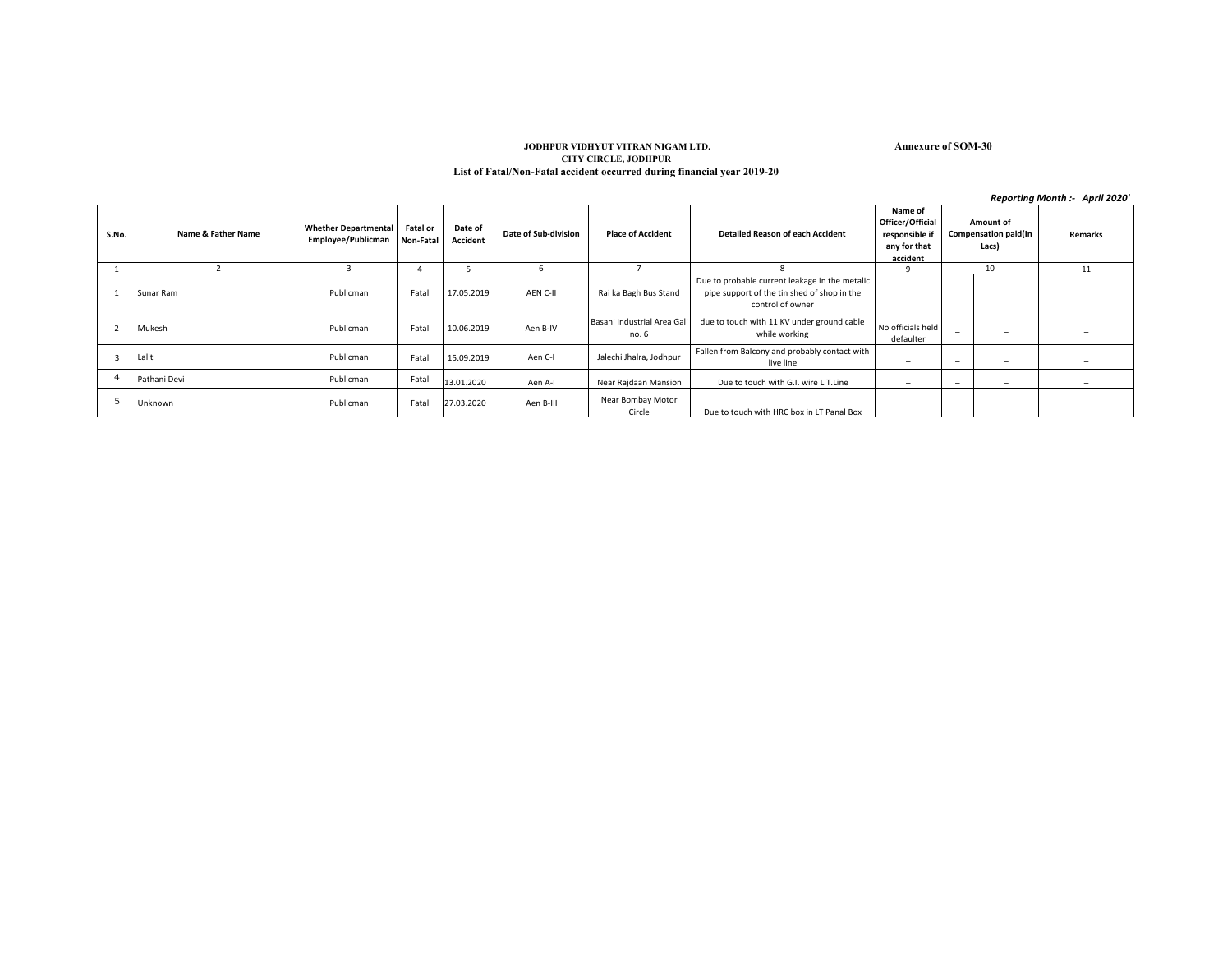**JODHPUR VIDHYUT VITRAN NIGAM LTD.**
**CITY CIRCLE, JODHPUR**
**List of Fatal/Non-Fatal accident occurred during financial year 2019-20**

**Annexure of SOM-30**

***Reporting Month :- April 2020'***

| S.No. | Name & Father Name | Whether Departmental Employee/Publicman | Fatal or Non-Fatal | Date of Accident | Date of Sub-division | Place of Accident | Detailed Reason of each Accident | Name of Officer/Official responsible if any for that accident | Amount of Compensation paid(In Lacs) | | Remarks |
|---|---|---|---|---|---|---|---|---|---|---|---|
| 1 | 2 | 3 | 4 | 5 | 6 | 7 | 8 | 9 | 10 | | 11 |
| 1 | Sunar Ram | Publicman | Fatal | 17.05.2019 | AEN C-II | Rai ka Bagh Bus Stand | Due to probable current leakage in the metalic pipe support of the tin shed of shop in the control of owner | – | – | – | – |
| 2 | Mukesh | Publicman | Fatal | 10.06.2019 | Aen B-IV | Basani Industrial Area Gali no. 6 | due to touch with 11 KV under ground cable while working | No officials held defaulter | – | – | – |
| 3 | Lalit | Publicman | Fatal | 15.09.2019 | Aen C-I | Jalechi Jhalra, Jodhpur | Fallen from Balcony and probably contact with live line | – | – | – | – |
| 4 | Pathani Devi | Publicman | Fatal | 13.01.2020 | Aen A-I | Near Rajdaan Mansion | Due to touch with G.I. wire L.T.Line | – | – | – | – |
| 5 | Unknown | Publicman | Fatal | 27.03.2020 | Aen B-III | Near Bombay Motor Circle | Due to touch with HRC box in LT Panal Box | – | – | – | – |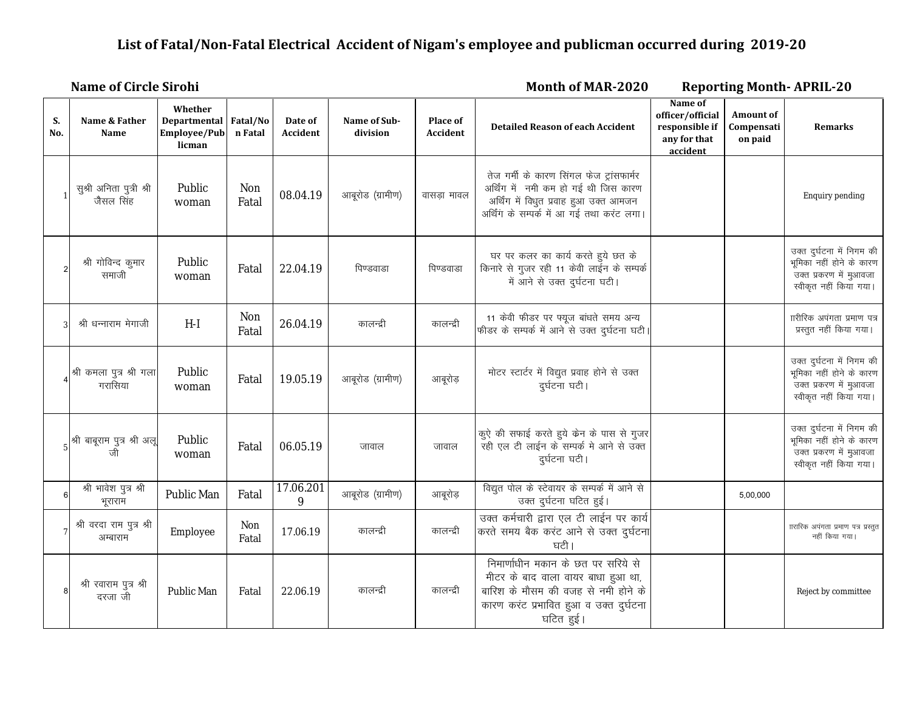## List of Fatal/Non-Fatal Electrical Accident of Nigam's employee and publicman occurred during 2019-20

**Name of Circle Sirohi** **Month of MAR-2020** **Reporting Month- APRIL-20**

| S. No. | Name & Father Name | Whether Departmental Employee/Publicman | Fatal/Non Fatal | Date of Accident | Name of Sub-division | Place of Accident | Detailed Reason of each Accident | Name of officer/official responsible if any for that accident | Amount of Compensation paid | Remarks |
|---|---|---|---|---|---|---|---|---|---|---|
| 1 | सुश्री अनिता पुत्री श्री जैसल सिंह | Public woman | Non Fatal | 08.04.19 | आबूरोड (ग्रामीण) | वासड़ा मावल | तेज गर्मी के कारण सिंगल फेज ट्रांसफार्मर अर्थिंग में नमी कम हो गई थी जिस कारण अर्थिंग में विद्युत प्रवाह हुआ उक्त आमजन अर्थिंग के सम्पर्क में आ गई तथा करंट लगा। | | | Enquiry pending |
| 2 | श्री गोविन्द कुमार समाजी | Public woman | Fatal | 22.04.19 | पिण्डवाडा | पिण्डवाडा | घर पर कलर का कार्य करते हुये छत के किनारे से गुजर रही 11 केवी लाईन के सम्पर्क में आने से उक्त दुर्घटना घटी। | | | उक्त दुर्घटना में निगम की भूमिका नहीं होने के कारण उक्त प्रकरण में मुआवजा स्वीकृत नहीं किया गया। |
| 3 | श्री धन्नाराम मेगाजी | H-I | Non Fatal | 26.04.19 | कालन्द्री | कालन्द्री | 11 केवी फीडर पर फ्यूज बांधते समय अन्य फीडर के सम्पर्क में आने से उक्त दुर्घटना घटी। | | | ाारीरिक अपंगता प्रमाण पत्र प्रस्तुत नहीं किया गया। |
| 4 | श्री कमला पुत्र श्री गला गरासिया | Public woman | Fatal | 19.05.19 | आबूरोड (ग्रामीण) | आबूरोड़ | मोटर स्टार्टर में विद्युत प्रवाह होने से उक्त दुर्घटना घटी। | | | उक्त दुर्घटना में निगम की भूमिका नहीं होने के कारण उक्त प्रकरण में मुआवजा स्वीकृत नहीं किया गया। |
| 5 | श्री बाबूराम पुत्र श्री अलू जी | Public woman | Fatal | 06.05.19 | जावाल | जावाल | कुऐ की सफाई करते हुये क्रेन के पास से गुजर रही एल टी लाईन के सम्पर्क मे आने से उक्त दुर्घटना घटी। | | | उक्त दुर्घटना में निगम की भूमिका नहीं होने के कारण उक्त प्रकरण में मुआवजा स्वीकृत नहीं किया गया। |
| 6 | श्री भावेश पुत्र श्री भूराराम | Public Man | Fatal | 17.06.2019 | आबूरोड (ग्रामीण) | आबूरोड़ | विद्युत पोल के स्टेवायर के सम्पर्क में आने से उक्त दुर्घटना घटित हुई। | | 5,00,000 | |
| 7 | श्री वरदा राम पुत्र श्री अम्बाराम | Employee | Non Fatal | 17.06.19 | कालन्द्री | कालन्द्री | उक्त कर्मचारी द्वारा एल टी लाईन पर कार्य करते समय बैक करंट आने से उक्त दुर्घटना घटी। | | | ाारीरिक अपंगता प्रमाण पत्र प्रस्तुत नहीं किया गया। |
| 8 | श्री रवाराम पुत्र श्री दरजा जी | Public Man | Fatal | 22.06.19 | कालन्द्री | कालन्द्री | निमार्णाधीन मकान के छत पर सरिये से मीटर के बाद वाला वायर बाधा हुआ था, बारिश के मौसम की वजह से नमी होने के कारण करंट प्रभावित हुआ व उक्त दुर्घटना घटित हुई। | | | Reject by committee |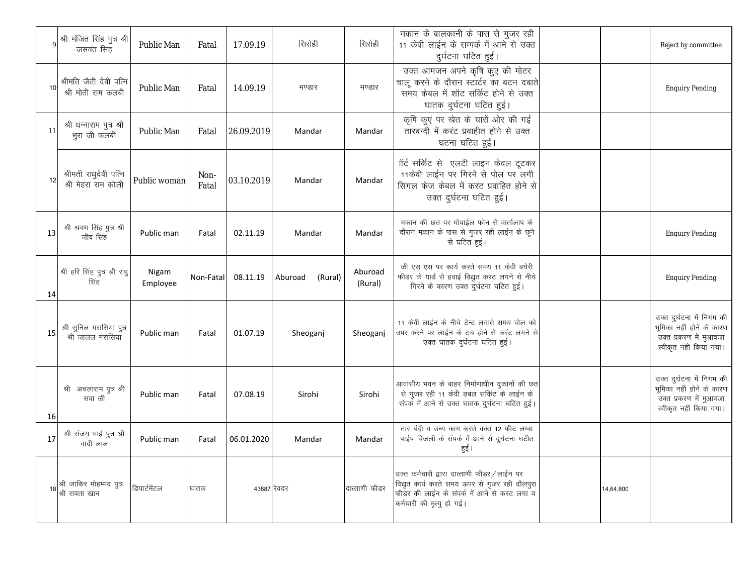| | | | | | | | | | | |
|---|---|---|---|---|---|---|---|---|---|---|
| 9 | श्री मंजित सिंह पुत्र श्री जसवंत सिंह | Public Man | Fatal | 17.09.19 | सिरोही | सिरोही | मकान के बालकानी के पास से गुजर रही 11 केवी लाईन के सम्पर्क में आने से उक्त दुर्घटना घटित हुई। | | | Reject by committee |
| 10 | श्रीमति जैती देवी पत्नि श्री मोती राम कलबी | Public Man | Fatal | 14.09.19 | मण्डार | मण्डार | उक्त आमजन अपने कृषि कुए की मोटर चालू करने के दौरान स्टार्टर का बटन दबाते समय केबल में शॉट सर्किट होने से उक्त घातक दुर्घटना घटित हुई। | | | Enquiry Pending |
| 11 | श्री धन्नाराम पुत्र श्री भुरा जी कलबी | Public Man | Fatal | 26.09.2019 | Mandar | Mandar | कृषि कुएं पर खेत के चारों ओर की गई तारबन्दी में करंट प्रवाहीत होने से उक्त घटना घटित हुई। | | | |
| 12 | श्रीमती राधुदेवी पत्नि श्री मेहरा राम कोली | Public woman | Non-Fatal | 03.10.2019 | Mandar | Mandar | शॉर्ट सर्किट से एलटी लाइन केवल टूटकर 11केवी लाईन पर गिरने से पोल पर लगी सिंगल फेज केबल में करंट प्रवाहित होने से उक्त दुर्घटना घटित हुई। | | | |
| 13 | श्री श्रवण सिंह पुत्र श्री जीव सिंह | Public man | Fatal | 02.11.19 | Mandar | Mandar | मकान की छत पर मोबाईल फोन से वार्तालाप के दौरान मकान के पास से गुजर रही लाईन के छूने से घटित हुई। | | | Enquiry Pending |
| 14 | श्री हरि सिंह पुत्र श्री राहु सिंह | Nigam Employee | Non-Fatal | 08.11.19 | Aburoad (Rural) | Aburoad (Rural) | जी एस एस पर कार्य करते समय 11 केवी बघेरी फीडर के यार्ड से हवाई विद्युत करंट लगने से नीचे गिरने के कारण उक्त दुर्घटना घटित हुई। | | | Enquiry Pending |
| 15 | श्री सुनिल गरासिया पुत्र श्री जालल गरासिया | Public man | Fatal | 01.07.19 | Sheoganj | Sheoganj | 11 केवी लाईन के नीचे टेन्ट लगाते समय पोल को उपर करने पर लाईन के टच होने से करंट लगने से उक्त घातक दुर्घटना घटित हुई। | | | उक्त दुर्घटना में निगम की भूमिका नहीं होने के कारण उक्त प्रकरण में मुआवजा स्वीकृत नहीं किया गया। |
| 16 | श्री अचलाराम पुत्र श्री सवा जी | Public man | Fatal | 07.08.19 | Sirohi | Sirohi | आवासीय भवन के बाहर निर्माणाधीन दुकानों की छत से गुजर रही 11 केवी डबल सर्किट के लाईन के संपर्क में आने से उक्त घातक दुर्घटना घटित हुई। | | | उक्त दुर्घटना में निगम की भूमिका नहीं होने के कारण उक्त प्रकरण में मुआवजा स्वीकृत नहीं किया गया। |
| 17 | श्री संजय भाई पुत्र श्री वादी लाल | Public man | Fatal | 06.01.2020 | Mandar | Mandar | तार बंदी व उन्य काम करते वक्त 12 फीट लम्बा पाईप बिजली के संपर्क में आने से दुर्घटना घटीत हुई। | | | |
| 18 | श्री जाकिर मोहम्मद पुत्र श्री रावता खान | डिपार्टमेंटल | घातक | 43887 | रेवदर | दात्ताणी फीडर | उक्त कर्मचारी द्वारा दात्ताणी फीडर/लाईन पर विद्युत कार्य करते समय ऊपर से गुजर रही दौलपुरा फीडर की लाईन के संपर्क में आने से करंट लगा व कर्मचारी की मृत्यु हो गई। | | 14,64,800 | |